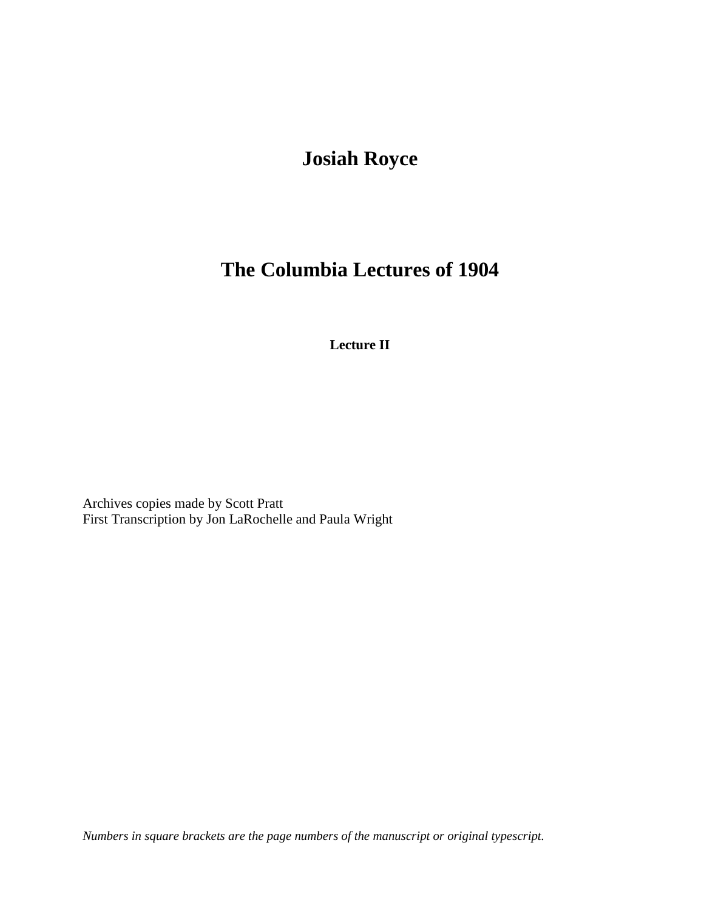# Josiah Royce

# The Columbia Lectures of 1904

### Lecture II

Archives copies made by Scott Pratt
First Transcription by Jon LaRochelle and Paula Wright

*Numbers in square brackets are the page numbers of the manuscript or original typescript.*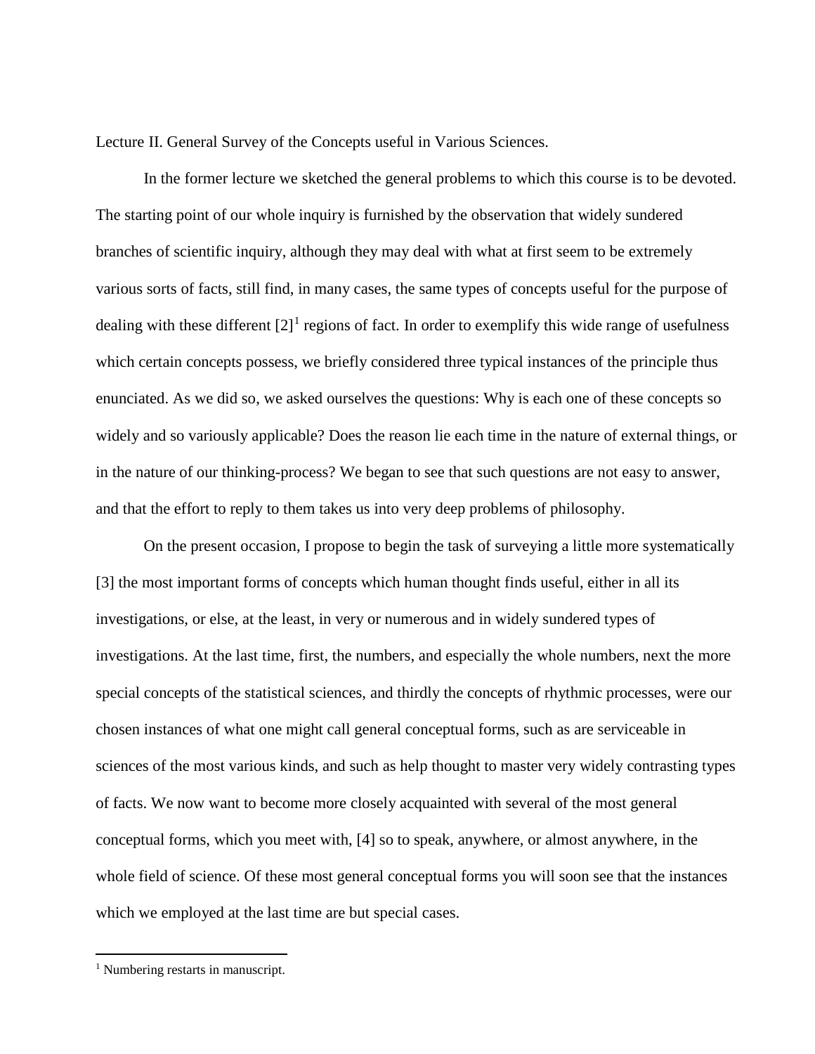Lecture II. General Survey of the Concepts useful in Various Sciences.

In the former lecture we sketched the general problems to which this course is to be devoted. The starting point of our whole inquiry is furnished by the observation that widely sundered branches of scientific inquiry, although they may deal with what at first seem to be extremely various sorts of facts, still find, in many cases, the same types of concepts useful for the purpose of dealing with these different [2][1] regions of fact. In order to exemplify this wide range of usefulness which certain concepts possess, we briefly considered three typical instances of the principle thus enunciated. As we did so, we asked ourselves the questions: Why is each one of these concepts so widely and so variously applicable? Does the reason lie each time in the nature of external things, or in the nature of our thinking-process? We began to see that such questions are not easy to answer, and that the effort to reply to them takes us into very deep problems of philosophy.

On the present occasion, I propose to begin the task of surveying a little more systematically [3] the most important forms of concepts which human thought finds useful, either in all its investigations, or else, at the least, in very or numerous and in widely sundered types of investigations. At the last time, first, the numbers, and especially the whole numbers, next the more special concepts of the statistical sciences, and thirdly the concepts of rhythmic processes, were our chosen instances of what one might call general conceptual forms, such as are serviceable in sciences of the most various kinds, and such as help thought to master very widely contrasting types of facts. We now want to become more closely acquainted with several of the most general conceptual forms, which you meet with, [4] so to speak, anywhere, or almost anywhere, in the whole field of science. Of these most general conceptual forms you will soon see that the instances which we employed at the last time are but special cases.

[1] Numbering restarts in manuscript.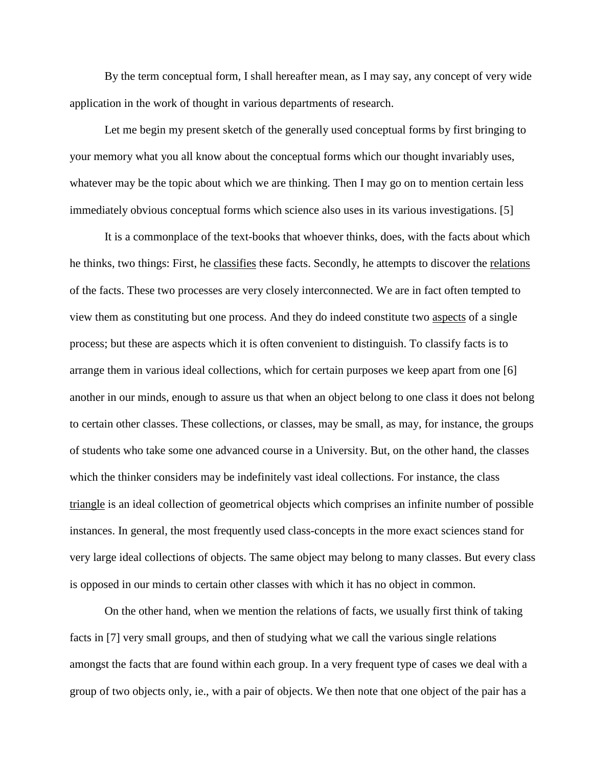By the term conceptual form, I shall hereafter mean, as I may say, any concept of very wide application in the work of thought in various departments of research.

Let me begin my present sketch of the generally used conceptual forms by first bringing to your memory what you all know about the conceptual forms which our thought invariably uses, whatever may be the topic about which we are thinking. Then I may go on to mention certain less immediately obvious conceptual forms which science also uses in its various investigations. [5]

It is a commonplace of the text-books that whoever thinks, does, with the facts about which he thinks, two things: First, he <u>classifies</u> these facts. Secondly, he attempts to discover the <u>relations</u> of the facts. These two processes are very closely interconnected. We are in fact often tempted to view them as constituting but one process. And they do indeed constitute two <u>aspects</u> of a single process; but these are aspects which it is often convenient to distinguish. To classify facts is to arrange them in various ideal collections, which for certain purposes we keep apart from one [6] another in our minds, enough to assure us that when an object belong to one class it does not belong to certain other classes. These collections, or classes, may be small, as may, for instance, the groups of students who take some one advanced course in a University. But, on the other hand, the classes which the thinker considers may be indefinitely vast ideal collections. For instance, the class <u>triangle</u> is an ideal collection of geometrical objects which comprises an infinite number of possible instances. In general, the most frequently used class-concepts in the more exact sciences stand for very large ideal collections of objects. The same object may belong to many classes. But every class is opposed in our minds to certain other classes with which it has no object in common.

On the other hand, when we mention the relations of facts, we usually first think of taking facts in [7] very small groups, and then of studying what we call the various single relations amongst the facts that are found within each group. In a very frequent type of cases we deal with a group of two objects only, ie., with a pair of objects. We then note that one object of the pair has a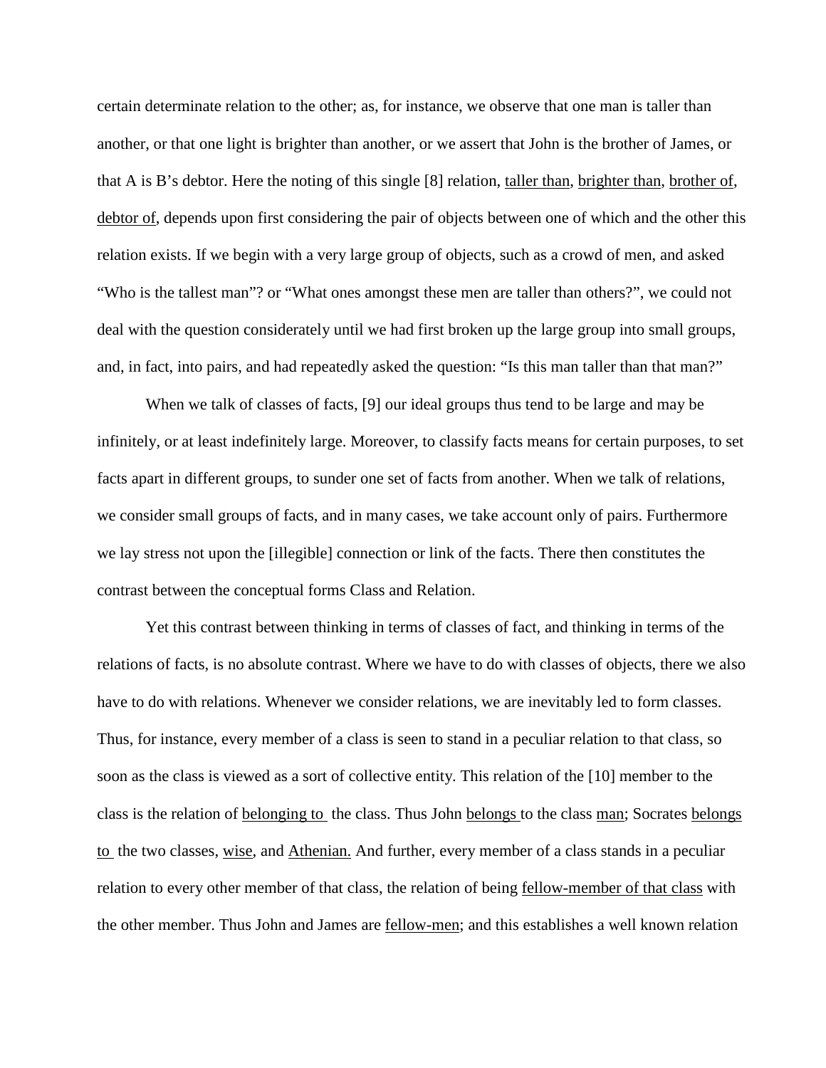certain determinate relation to the other; as, for instance, we observe that one man is taller than another, or that one light is brighter than another, or we assert that John is the brother of James, or that A is B's debtor. Here the noting of this single [8] relation, <u>taller than</u>, <u>brighter than</u>, <u>brother of</u>, <u>debtor of</u>, depends upon first considering the pair of objects between one of which and the other this relation exists. If we begin with a very large group of objects, such as a crowd of men, and asked "Who is the tallest man"? or "What ones amongst these men are taller than others?", we could not deal with the question considerately until we had first broken up the large group into small groups, and, in fact, into pairs, and had repeatedly asked the question: "Is this man taller than that man?"

When we talk of classes of facts, [9] our ideal groups thus tend to be large and may be infinitely, or at least indefinitely large. Moreover, to classify facts means for certain purposes, to set facts apart in different groups, to sunder one set of facts from another. When we talk of relations, we consider small groups of facts, and in many cases, we take account only of pairs. Furthermore we lay stress not upon the [illegible] connection or link of the facts. There then constitutes the contrast between the conceptual forms Class and Relation.

Yet this contrast between thinking in terms of classes of fact, and thinking in terms of the relations of facts, is no absolute contrast. Where we have to do with classes of objects, there we also have to do with relations. Whenever we consider relations, we are inevitably led to form classes. Thus, for instance, every member of a class is seen to stand in a peculiar relation to that class, so soon as the class is viewed as a sort of collective entity. This relation of the [10] member to the class is the relation of <u>belonging to</u> the class. Thus John <u>belongs</u> to the class <u>man</u>; Socrates <u>belongs to</u> the two classes, <u>wise</u>, and <u>Athenian.</u> And further, every member of a class stands in a peculiar relation to every other member of that class, the relation of being <u>fellow-member of that class</u> with the other member. Thus John and James are <u>fellow-men</u>; and this establishes a well known relation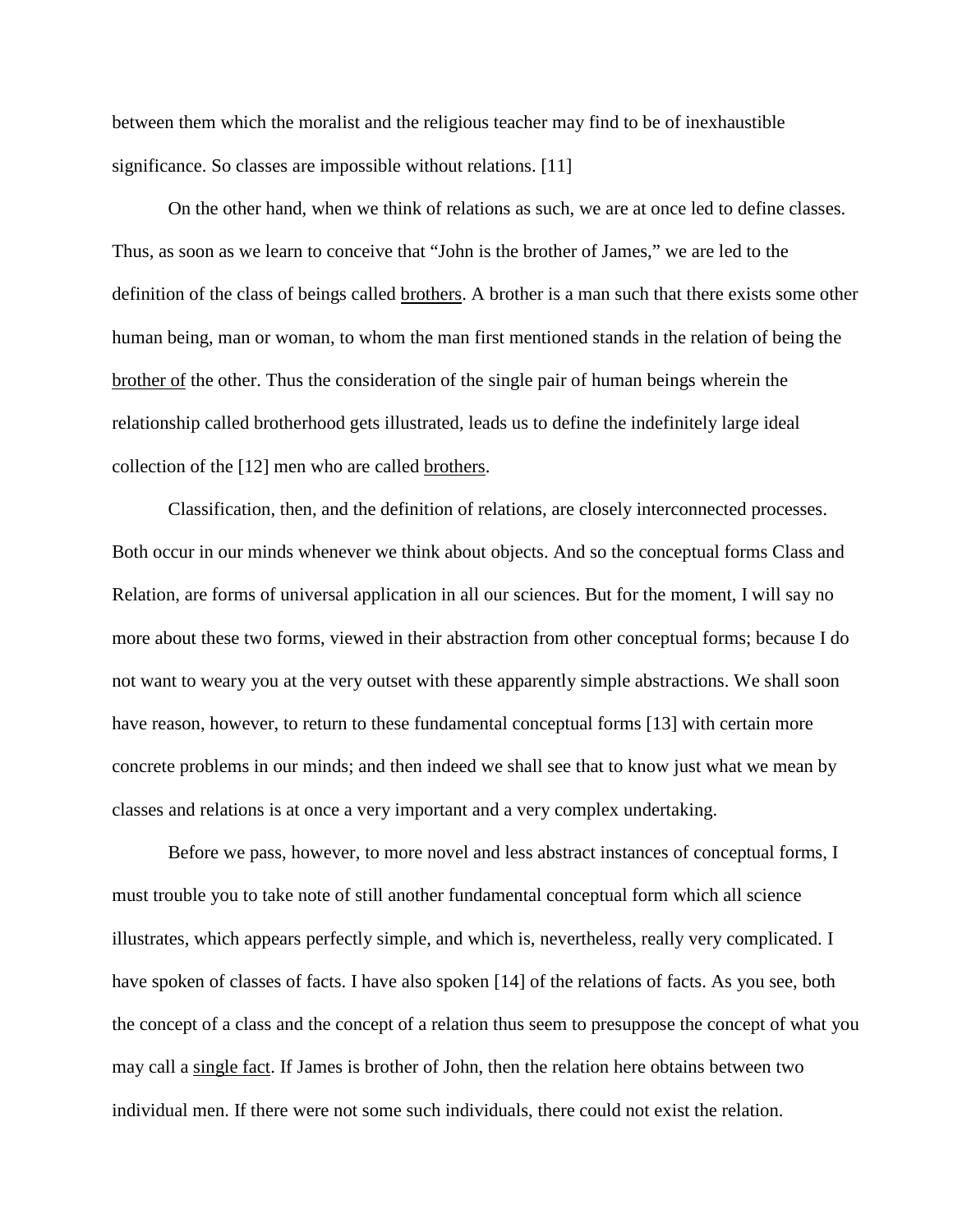between them which the moralist and the religious teacher may find to be of inexhaustible significance. So classes are impossible without relations. [11]

On the other hand, when we think of relations as such, we are at once led to define classes. Thus, as soon as we learn to conceive that "John is the brother of James," we are led to the definition of the class of beings called <u>brothers</u>. A brother is a man such that there exists some other human being, man or woman, to whom the man first mentioned stands in the relation of being the <u>brother of</u> the other. Thus the consideration of the single pair of human beings wherein the relationship called brotherhood gets illustrated, leads us to define the indefinitely large ideal collection of the [12] men who are called <u>brothers</u>.

Classification, then, and the definition of relations, are closely interconnected processes. Both occur in our minds whenever we think about objects. And so the conceptual forms Class and Relation, are forms of universal application in all our sciences. But for the moment, I will say no more about these two forms, viewed in their abstraction from other conceptual forms; because I do not want to weary you at the very outset with these apparently simple abstractions. We shall soon have reason, however, to return to these fundamental conceptual forms [13] with certain more concrete problems in our minds; and then indeed we shall see that to know just what we mean by classes and relations is at once a very important and a very complex undertaking.

Before we pass, however, to more novel and less abstract instances of conceptual forms, I must trouble you to take note of still another fundamental conceptual form which all science illustrates, which appears perfectly simple, and which is, nevertheless, really very complicated. I have spoken of classes of facts. I have also spoken [14] of the relations of facts. As you see, both the concept of a class and the concept of a relation thus seem to presuppose the concept of what you may call a <u>single fact</u>. If James is brother of John, then the relation here obtains between two individual men. If there were not some such individuals, there could not exist the relation.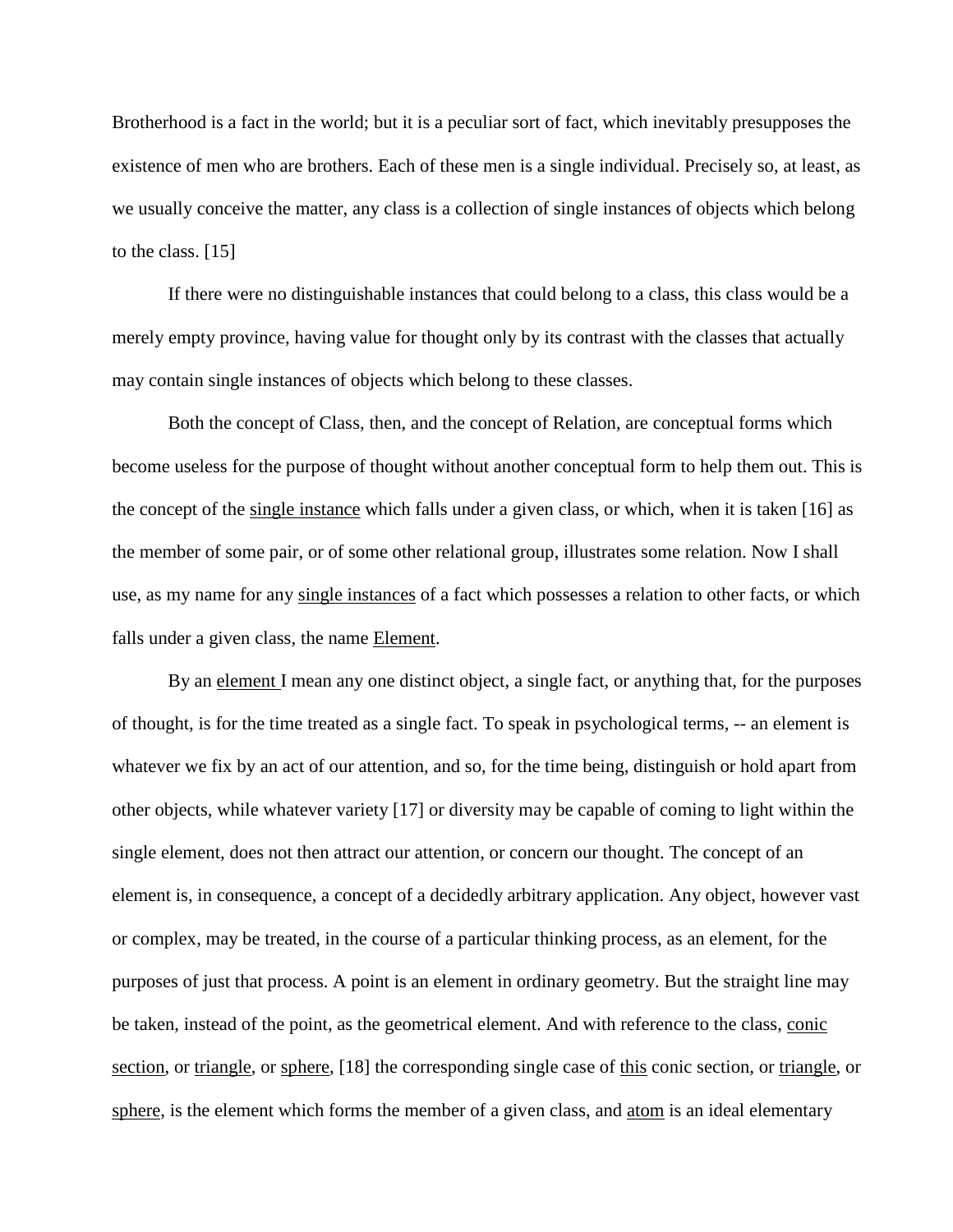Brotherhood is a fact in the world; but it is a peculiar sort of fact, which inevitably presupposes the existence of men who are brothers. Each of these men is a single individual. Precisely so, at least, as we usually conceive the matter, any class is a collection of single instances of objects which belong to the class. [15]

If there were no distinguishable instances that could belong to a class, this class would be a merely empty province, having value for thought only by its contrast with the classes that actually may contain single instances of objects which belong to these classes.

Both the concept of Class, then, and the concept of Relation, are conceptual forms which become useless for the purpose of thought without another conceptual form to help them out. This is the concept of the <u>single instance</u> which falls under a given class, or which, when it is taken [16] as the member of some pair, or of some other relational group, illustrates some relation. Now I shall use, as my name for any <u>single instances</u> of a fact which possesses a relation to other facts, or which falls under a given class, the name <u>Element</u>.

By an <u>element</u> I mean any one distinct object, a single fact, or anything that, for the purposes of thought, is for the time treated as a single fact. To speak in psychological terms, -- an element is whatever we fix by an act of our attention, and so, for the time being, distinguish or hold apart from other objects, while whatever variety [17] or diversity may be capable of coming to light within the single element, does not then attract our attention, or concern our thought. The concept of an element is, in consequence, a concept of a decidedly arbitrary application. Any object, however vast or complex, may be treated, in the course of a particular thinking process, as an element, for the purposes of just that process. A point is an element in ordinary geometry. But the straight line may be taken, instead of the point, as the geometrical element. And with reference to the class, <u>conic section</u>, or <u>triangle</u>, or <u>sphere</u>, [18] the corresponding single case of <u>this</u> conic section, or <u>triangle</u>, or <u>sphere</u>, is the element which forms the member of a given class, and <u>atom</u> is an ideal elementary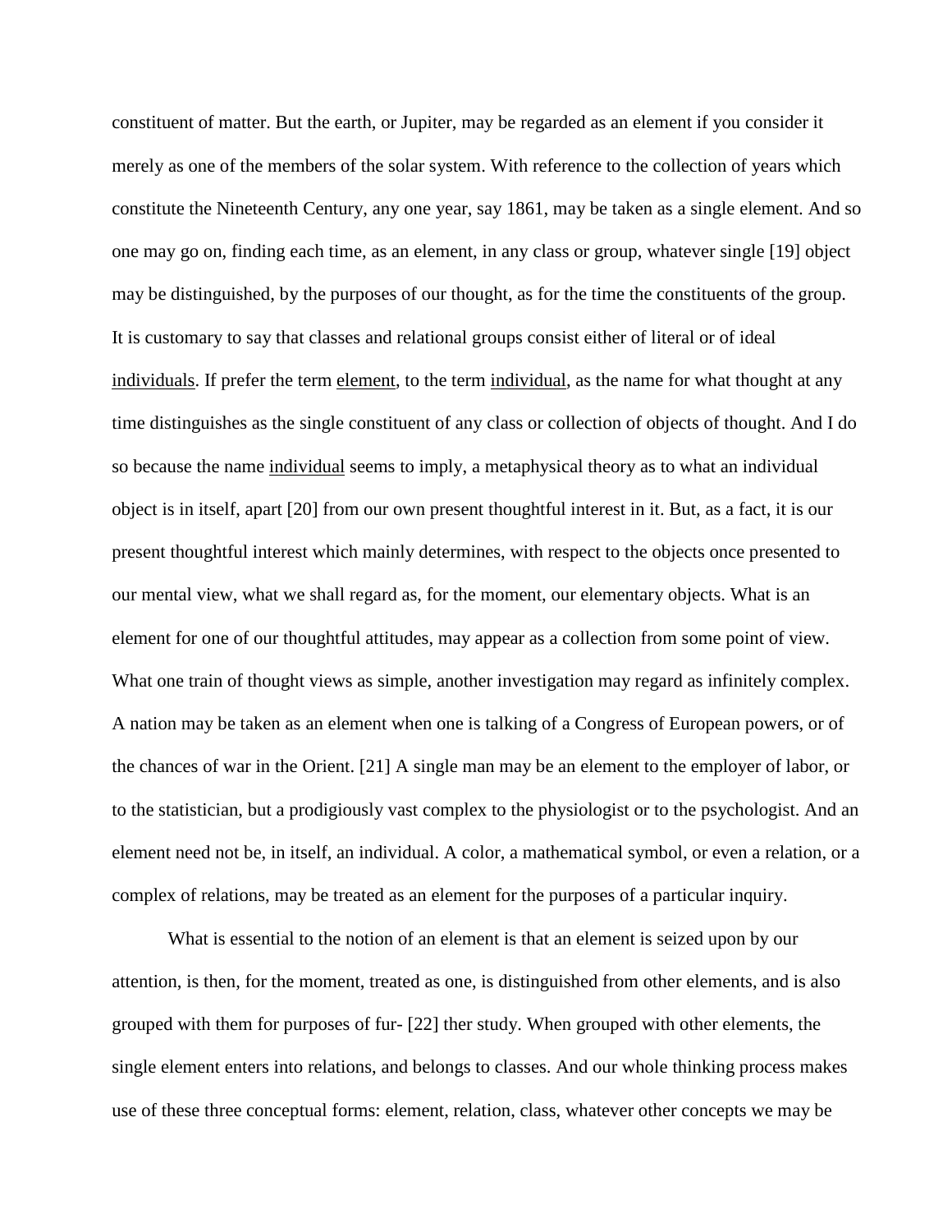constituent of matter. But the earth, or Jupiter, may be regarded as an element if you consider it merely as one of the members of the solar system. With reference to the collection of years which constitute the Nineteenth Century, any one year, say 1861, may be taken as a single element. And so one may go on, finding each time, as an element, in any class or group, whatever single [19] object may be distinguished, by the purposes of our thought, as for the time the constituents of the group. It is customary to say that classes and relational groups consist either of literal or of ideal individuals. If prefer the term element, to the term individual, as the name for what thought at any time distinguishes as the single constituent of any class or collection of objects of thought. And I do so because the name individual seems to imply, a metaphysical theory as to what an individual object is in itself, apart [20] from our own present thoughtful interest in it. But, as a fact, it is our present thoughtful interest which mainly determines, with respect to the objects once presented to our mental view, what we shall regard as, for the moment, our elementary objects. What is an element for one of our thoughtful attitudes, may appear as a collection from some point of view. What one train of thought views as simple, another investigation may regard as infinitely complex. A nation may be taken as an element when one is talking of a Congress of European powers, or of the chances of war in the Orient. [21] A single man may be an element to the employer of labor, or to the statistician, but a prodigiously vast complex to the physiologist or to the psychologist. And an element need not be, in itself, an individual. A color, a mathematical symbol, or even a relation, or a complex of relations, may be treated as an element for the purposes of a particular inquiry.

What is essential to the notion of an element is that an element is seized upon by our attention, is then, for the moment, treated as one, is distinguished from other elements, and is also grouped with them for purposes of fur- [22] ther study. When grouped with other elements, the single element enters into relations, and belongs to classes. And our whole thinking process makes use of these three conceptual forms: element, relation, class, whatever other concepts we may be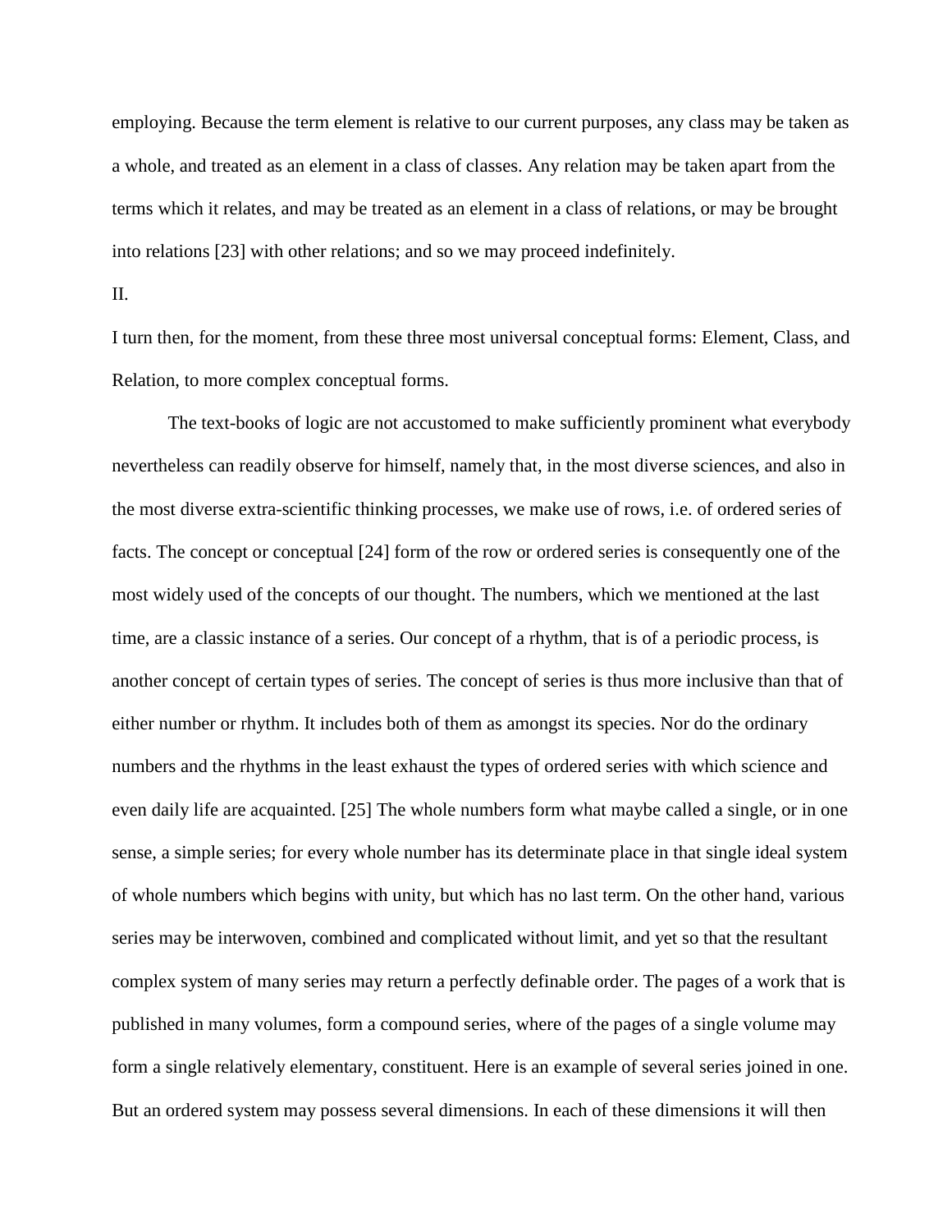employing. Because the term element is relative to our current purposes, any class may be taken as a whole, and treated as an element in a class of classes. Any relation may be taken apart from the terms which it relates, and may be treated as an element in a class of relations, or may be brought into relations [23] with other relations; and so we may proceed indefinitely.

II.

I turn then, for the moment, from these three most universal conceptual forms: Element, Class, and Relation, to more complex conceptual forms.

The text-books of logic are not accustomed to make sufficiently prominent what everybody nevertheless can readily observe for himself, namely that, in the most diverse sciences, and also in the most diverse extra-scientific thinking processes, we make use of rows, i.e. of ordered series of facts. The concept or conceptual [24] form of the row or ordered series is consequently one of the most widely used of the concepts of our thought. The numbers, which we mentioned at the last time, are a classic instance of a series. Our concept of a rhythm, that is of a periodic process, is another concept of certain types of series. The concept of series is thus more inclusive than that of either number or rhythm. It includes both of them as amongst its species. Nor do the ordinary numbers and the rhythms in the least exhaust the types of ordered series with which science and even daily life are acquainted. [25] The whole numbers form what maybe called a single, or in one sense, a simple series; for every whole number has its determinate place in that single ideal system of whole numbers which begins with unity, but which has no last term. On the other hand, various series may be interwoven, combined and complicated without limit, and yet so that the resultant complex system of many series may return a perfectly definable order. The pages of a work that is published in many volumes, form a compound series, where of the pages of a single volume may form a single relatively elementary, constituent. Here is an example of several series joined in one. But an ordered system may possess several dimensions. In each of these dimensions it will then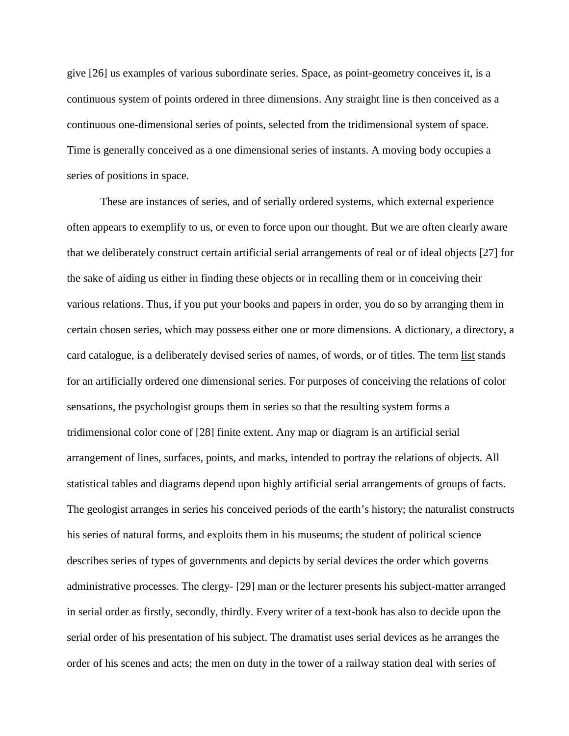give [26] us examples of various subordinate series. Space, as point-geometry conceives it, is a continuous system of points ordered in three dimensions. Any straight line is then conceived as a continuous one-dimensional series of points, selected from the tridimensional system of space. Time is generally conceived as a one dimensional series of instants. A moving body occupies a series of positions in space.

These are instances of series, and of serially ordered systems, which external experience often appears to exemplify to us, or even to force upon our thought. But we are often clearly aware that we deliberately construct certain artificial serial arrangements of real or of ideal objects [27] for the sake of aiding us either in finding these objects or in recalling them or in conceiving their various relations. Thus, if you put your books and papers in order, you do so by arranging them in certain chosen series, which may possess either one or more dimensions. A dictionary, a directory, a card catalogue, is a deliberately devised series of names, of words, or of titles. The term list stands for an artificially ordered one dimensional series. For purposes of conceiving the relations of color sensations, the psychologist groups them in series so that the resulting system forms a tridimensional color cone of [28] finite extent. Any map or diagram is an artificial serial arrangement of lines, surfaces, points, and marks, intended to portray the relations of objects. All statistical tables and diagrams depend upon highly artificial serial arrangements of groups of facts. The geologist arranges in series his conceived periods of the earth's history; the naturalist constructs his series of natural forms, and exploits them in his museums; the student of political science describes series of types of governments and depicts by serial devices the order which governs administrative processes. The clergy- [29] man or the lecturer presents his subject-matter arranged in serial order as firstly, secondly, thirdly. Every writer of a text-book has also to decide upon the serial order of his presentation of his subject. The dramatist uses serial devices as he arranges the order of his scenes and acts; the men on duty in the tower of a railway station deal with series of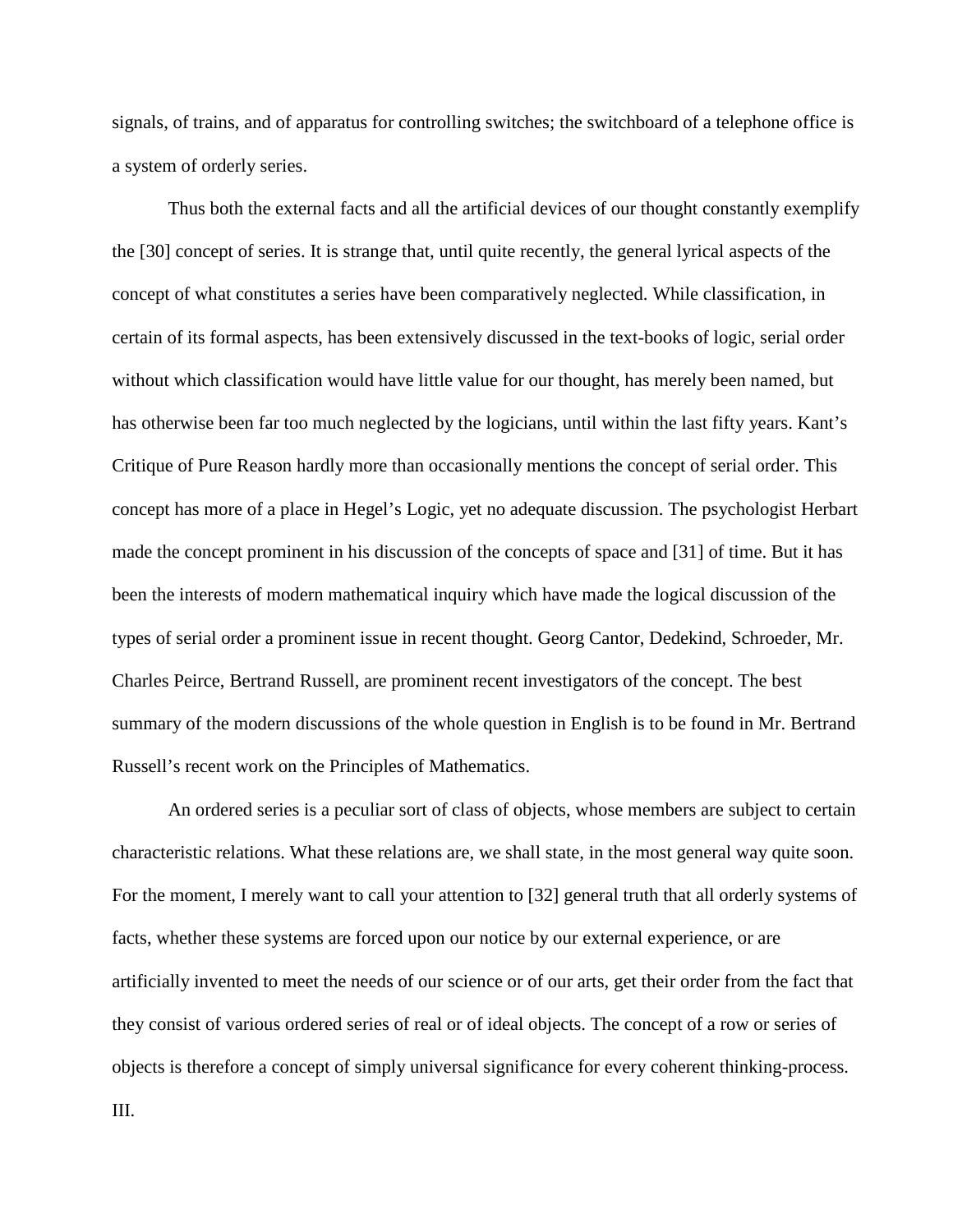signals, of trains, and of apparatus for controlling switches; the switchboard of a telephone office is a system of orderly series.

Thus both the external facts and all the artificial devices of our thought constantly exemplify the [30] concept of series. It is strange that, until quite recently, the general lyrical aspects of the concept of what constitutes a series have been comparatively neglected. While classification, in certain of its formal aspects, has been extensively discussed in the text-books of logic, serial order without which classification would have little value for our thought, has merely been named, but has otherwise been far too much neglected by the logicians, until within the last fifty years. Kant's Critique of Pure Reason hardly more than occasionally mentions the concept of serial order. This concept has more of a place in Hegel's Logic, yet no adequate discussion. The psychologist Herbart made the concept prominent in his discussion of the concepts of space and [31] of time. But it has been the interests of modern mathematical inquiry which have made the logical discussion of the types of serial order a prominent issue in recent thought. Georg Cantor, Dedekind, Schroeder, Mr. Charles Peirce, Bertrand Russell, are prominent recent investigators of the concept. The best summary of the modern discussions of the whole question in English is to be found in Mr. Bertrand Russell's recent work on the Principles of Mathematics.

An ordered series is a peculiar sort of class of objects, whose members are subject to certain characteristic relations. What these relations are, we shall state, in the most general way quite soon. For the moment, I merely want to call your attention to [32] general truth that all orderly systems of facts, whether these systems are forced upon our notice by our external experience, or are artificially invented to meet the needs of our science or of our arts, get their order from the fact that they consist of various ordered series of real or of ideal objects. The concept of a row or series of objects is therefore a concept of simply universal significance for every coherent thinking-process.

III.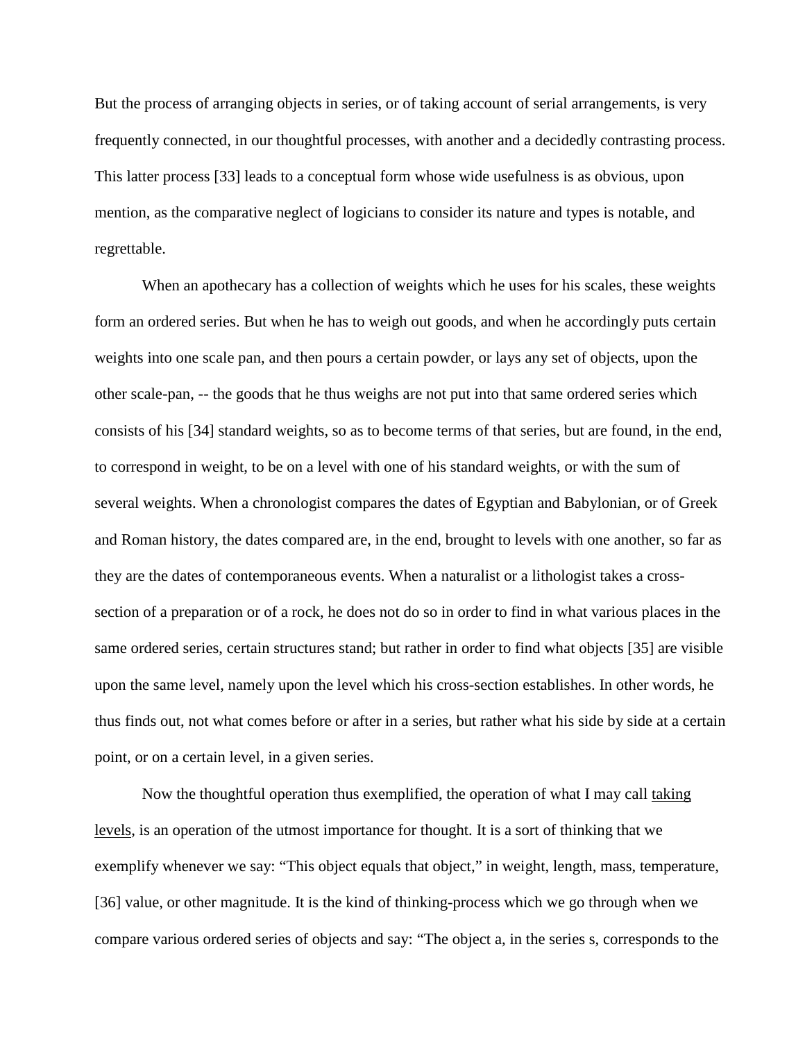But the process of arranging objects in series, or of taking account of serial arrangements, is very frequently connected, in our thoughtful processes, with another and a decidedly contrasting process. This latter process [33] leads to a conceptual form whose wide usefulness is as obvious, upon mention, as the comparative neglect of logicians to consider its nature and types is notable, and regrettable.

When an apothecary has a collection of weights which he uses for his scales, these weights form an ordered series. But when he has to weigh out goods, and when he accordingly puts certain weights into one scale pan, and then pours a certain powder, or lays any set of objects, upon the other scale-pan, -- the goods that he thus weighs are not put into that same ordered series which consists of his [34] standard weights, so as to become terms of that series, but are found, in the end, to correspond in weight, to be on a level with one of his standard weights, or with the sum of several weights. When a chronologist compares the dates of Egyptian and Babylonian, or of Greek and Roman history, the dates compared are, in the end, brought to levels with one another, so far as they are the dates of contemporaneous events. When a naturalist or a lithologist takes a cross-section of a preparation or of a rock, he does not do so in order to find in what various places in the same ordered series, certain structures stand; but rather in order to find what objects [35] are visible upon the same level, namely upon the level which his cross-section establishes. In other words, he thus finds out, not what comes before or after in a series, but rather what his side by side at a certain point, or on a certain level, in a given series.

Now the thoughtful operation thus exemplified, the operation of what I may call <u>taking levels</u>, is an operation of the utmost importance for thought. It is a sort of thinking that we exemplify whenever we say: "This object equals that object," in weight, length, mass, temperature, [36] value, or other magnitude. It is the kind of thinking-process which we go through when we compare various ordered series of objects and say: "The object a, in the series s, corresponds to the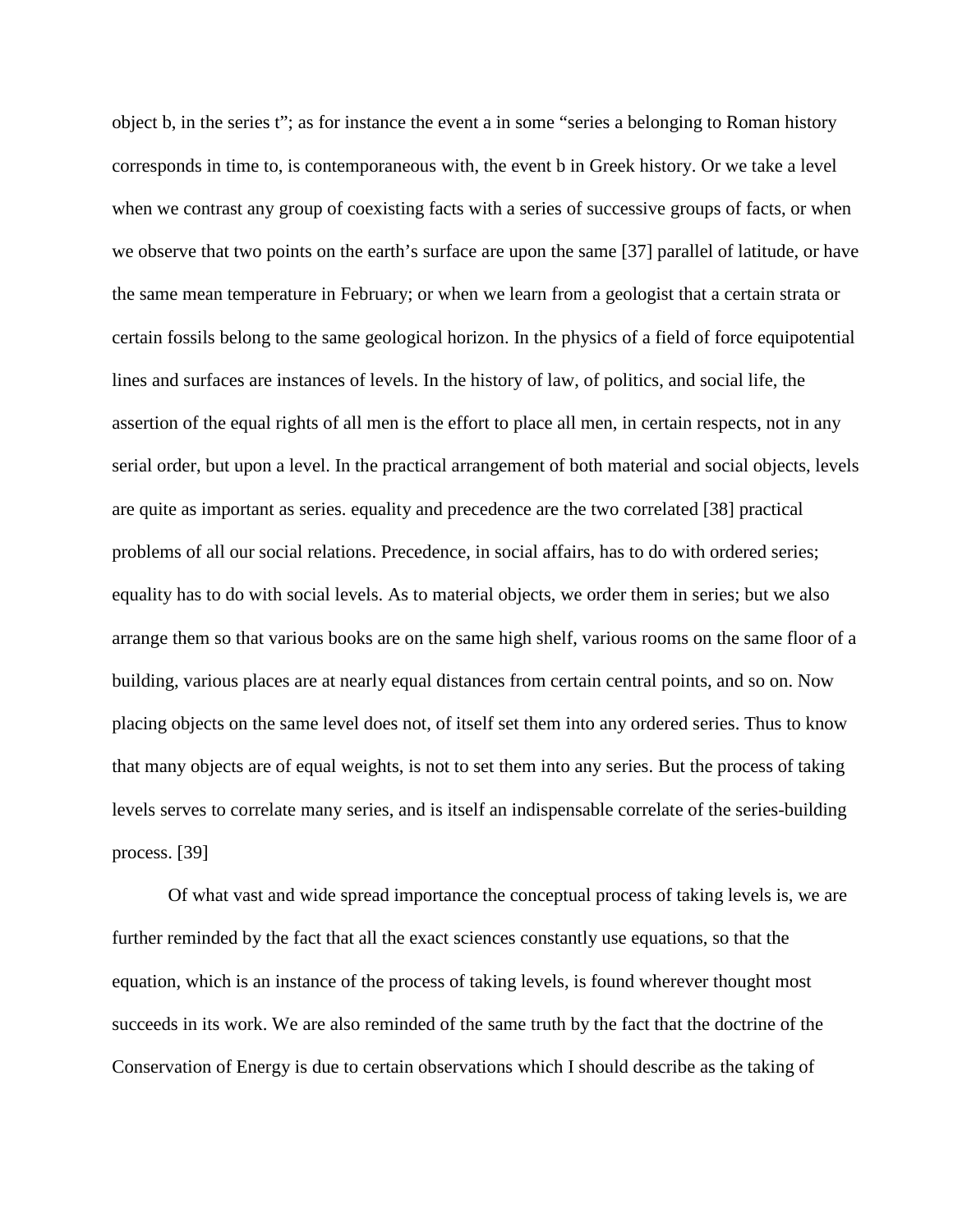object b, in the series t"; as for instance the event a in some "series a belonging to Roman history corresponds in time to, is contemporaneous with, the event b in Greek history. Or we take a level when we contrast any group of coexisting facts with a series of successive groups of facts, or when we observe that two points on the earth's surface are upon the same [37] parallel of latitude, or have the same mean temperature in February; or when we learn from a geologist that a certain strata or certain fossils belong to the same geological horizon. In the physics of a field of force equipotential lines and surfaces are instances of levels. In the history of law, of politics, and social life, the assertion of the equal rights of all men is the effort to place all men, in certain respects, not in any serial order, but upon a level. In the practical arrangement of both material and social objects, levels are quite as important as series. equality and precedence are the two correlated [38] practical problems of all our social relations. Precedence, in social affairs, has to do with ordered series; equality has to do with social levels. As to material objects, we order them in series; but we also arrange them so that various books are on the same high shelf, various rooms on the same floor of a building, various places are at nearly equal distances from certain central points, and so on. Now placing objects on the same level does not, of itself set them into any ordered series. Thus to know that many objects are of equal weights, is not to set them into any series. But the process of taking levels serves to correlate many series, and is itself an indispensable correlate of the series-building process. [39]

Of what vast and wide spread importance the conceptual process of taking levels is, we are further reminded by the fact that all the exact sciences constantly use equations, so that the equation, which is an instance of the process of taking levels, is found wherever thought most succeeds in its work. We are also reminded of the same truth by the fact that the doctrine of the Conservation of Energy is due to certain observations which I should describe as the taking of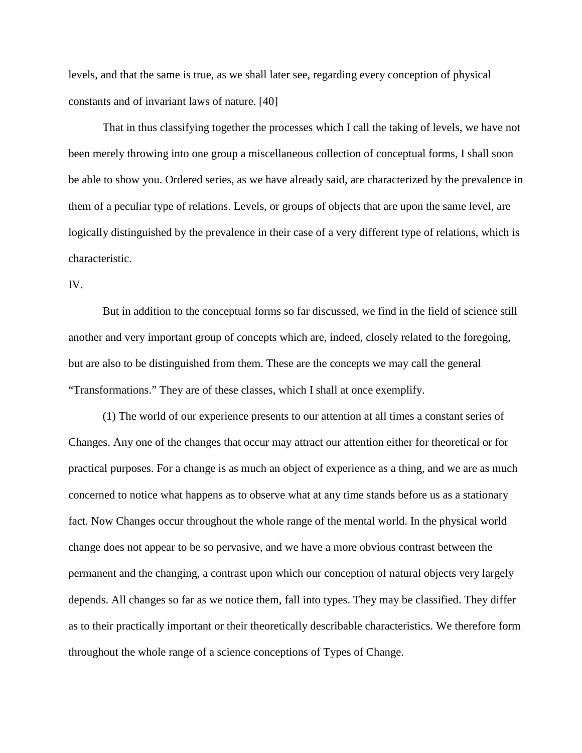levels, and that the same is true, as we shall later see, regarding every conception of physical constants and of invariant laws of nature. [40]

That in thus classifying together the processes which I call the taking of levels, we have not been merely throwing into one group a miscellaneous collection of conceptual forms, I shall soon be able to show you. Ordered series, as we have already said, are characterized by the prevalence in them of a peculiar type of relations. Levels, or groups of objects that are upon the same level, are logically distinguished by the prevalence in their case of a very different type of relations, which is characteristic.

IV.

But in addition to the conceptual forms so far discussed, we find in the field of science still another and very important group of concepts which are, indeed, closely related to the foregoing, but are also to be distinguished from them. These are the concepts we may call the general “Transformations.” They are of these classes, which I shall at once exemplify.

(1) The world of our experience presents to our attention at all times a constant series of Changes. Any one of the changes that occur may attract our attention either for theoretical or for practical purposes. For a change is as much an object of experience as a thing, and we are as much concerned to notice what happens as to observe what at any time stands before us as a stationary fact. Now Changes occur throughout the whole range of the mental world. In the physical world change does not appear to be so pervasive, and we have a more obvious contrast between the permanent and the changing, a contrast upon which our conception of natural objects very largely depends. All changes so far as we notice them, fall into types. They may be classified. They differ as to their practically important or their theoretically describable characteristics. We therefore form throughout the whole range of a science conceptions of Types of Change.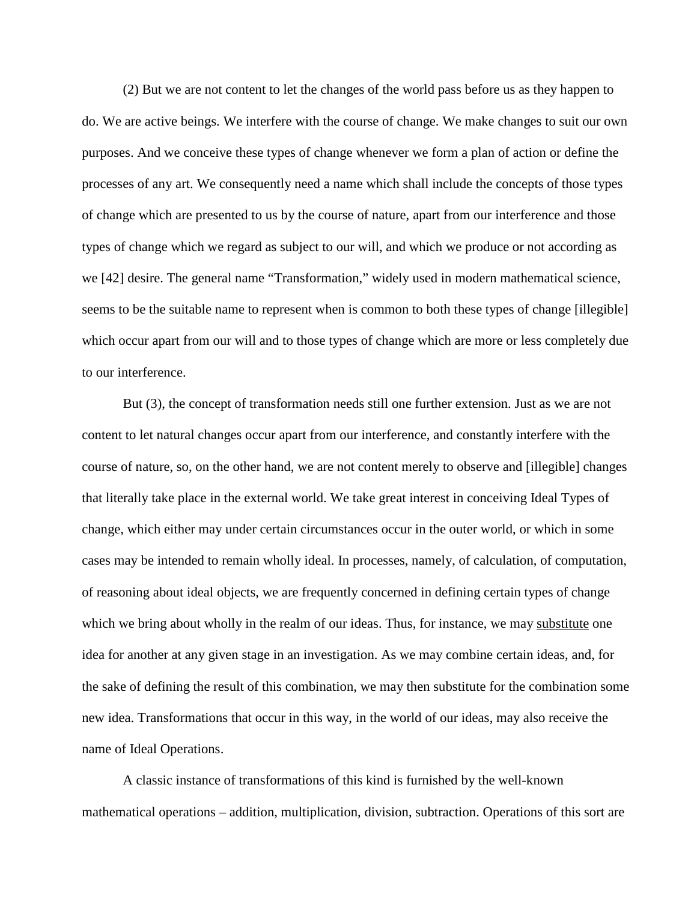(2) But we are not content to let the changes of the world pass before us as they happen to do. We are active beings. We interfere with the course of change. We make changes to suit our own purposes. And we conceive these types of change whenever we form a plan of action or define the processes of any art. We consequently need a name which shall include the concepts of those types of change which are presented to us by the course of nature, apart from our interference and those types of change which we regard as subject to our will, and which we produce or not according as we [42] desire. The general name "Transformation," widely used in modern mathematical science, seems to be the suitable name to represent when is common to both these types of change [illegible] which occur apart from our will and to those types of change which are more or less completely due to our interference.

But (3), the concept of transformation needs still one further extension. Just as we are not content to let natural changes occur apart from our interference, and constantly interfere with the course of nature, so, on the other hand, we are not content merely to observe and [illegible] changes that literally take place in the external world. We take great interest in conceiving Ideal Types of change, which either may under certain circumstances occur in the outer world, or which in some cases may be intended to remain wholly ideal. In processes, namely, of calculation, of computation, of reasoning about ideal objects, we are frequently concerned in defining certain types of change which we bring about wholly in the realm of our ideas. Thus, for instance, we may <u>substitute</u> one idea for another at any given stage in an investigation. As we may combine certain ideas, and, for the sake of defining the result of this combination, we may then substitute for the combination some new idea. Transformations that occur in this way, in the world of our ideas, may also receive the name of Ideal Operations.

A classic instance of transformations of this kind is furnished by the well-known mathematical operations – addition, multiplication, division, subtraction. Operations of this sort are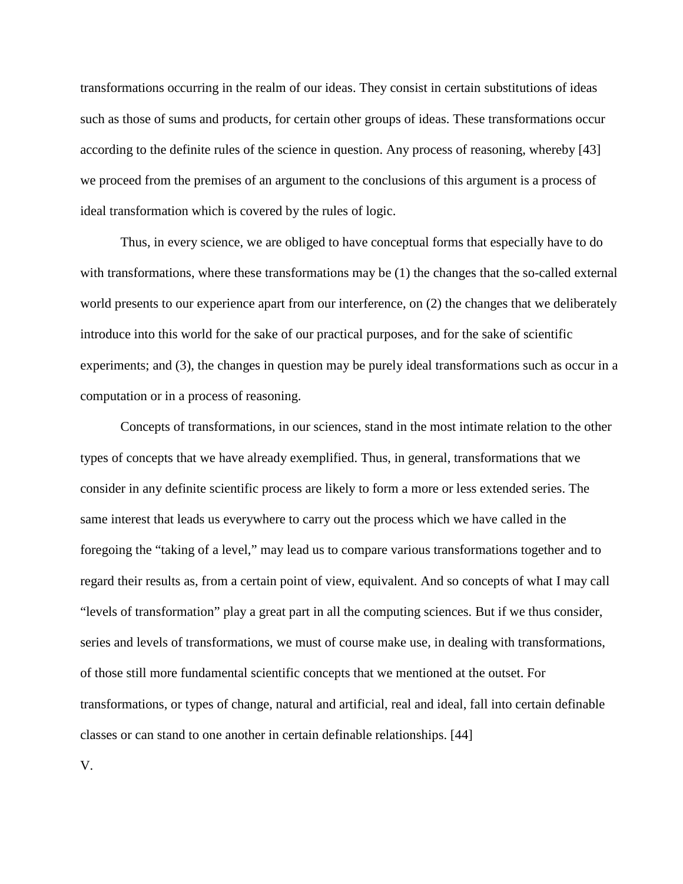transformations occurring in the realm of our ideas. They consist in certain substitutions of ideas such as those of sums and products, for certain other groups of ideas. These transformations occur according to the definite rules of the science in question. Any process of reasoning, whereby [43] we proceed from the premises of an argument to the conclusions of this argument is a process of ideal transformation which is covered by the rules of logic.

Thus, in every science, we are obliged to have conceptual forms that especially have to do with transformations, where these transformations may be (1) the changes that the so-called external world presents to our experience apart from our interference, on (2) the changes that we deliberately introduce into this world for the sake of our practical purposes, and for the sake of scientific experiments; and (3), the changes in question may be purely ideal transformations such as occur in a computation or in a process of reasoning.

Concepts of transformations, in our sciences, stand in the most intimate relation to the other types of concepts that we have already exemplified. Thus, in general, transformations that we consider in any definite scientific process are likely to form a more or less extended series. The same interest that leads us everywhere to carry out the process which we have called in the foregoing the "taking of a level," may lead us to compare various transformations together and to regard their results as, from a certain point of view, equivalent. And so concepts of what I may call "levels of transformation" play a great part in all the computing sciences. But if we thus consider, series and levels of transformations, we must of course make use, in dealing with transformations, of those still more fundamental scientific concepts that we mentioned at the outset. For transformations, or types of change, natural and artificial, real and ideal, fall into certain definable classes or can stand to one another in certain definable relationships. [44]

V.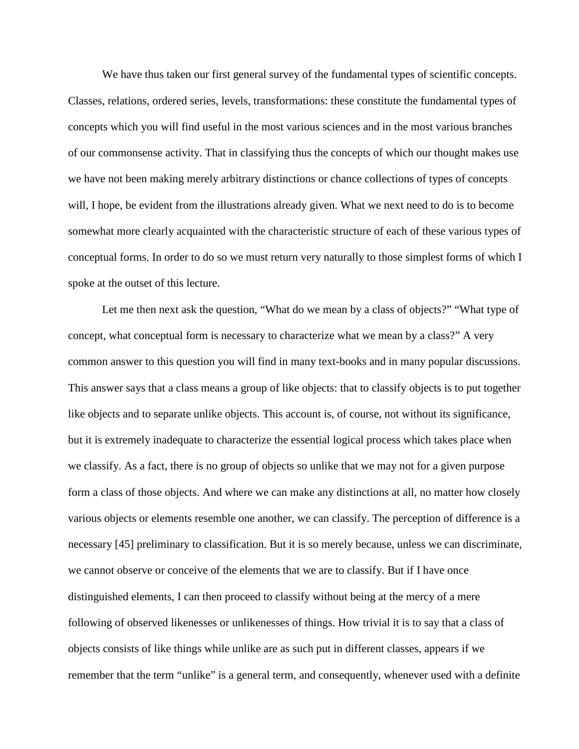We have thus taken our first general survey of the fundamental types of scientific concepts. Classes, relations, ordered series, levels, transformations: these constitute the fundamental types of concepts which you will find useful in the most various sciences and in the most various branches of our commonsense activity. That in classifying thus the concepts of which our thought makes use we have not been making merely arbitrary distinctions or chance collections of types of concepts will, I hope, be evident from the illustrations already given. What we next need to do is to become somewhat more clearly acquainted with the characteristic structure of each of these various types of conceptual forms. In order to do so we must return very naturally to those simplest forms of which I spoke at the outset of this lecture.

Let me then next ask the question, "What do we mean by a class of objects?" "What type of concept, what conceptual form is necessary to characterize what we mean by a class?" A very common answer to this question you will find in many text-books and in many popular discussions. This answer says that a class means a group of like objects: that to classify objects is to put together like objects and to separate unlike objects. This account is, of course, not without its significance, but it is extremely inadequate to characterize the essential logical process which takes place when we classify. As a fact, there is no group of objects so unlike that we may not for a given purpose form a class of those objects. And where we can make any distinctions at all, no matter how closely various objects or elements resemble one another, we can classify. The perception of difference is a necessary [45] preliminary to classification. But it is so merely because, unless we can discriminate, we cannot observe or conceive of the elements that we are to classify. But if I have once distinguished elements, I can then proceed to classify without being at the mercy of a mere following of observed likenesses or unlikenesses of things. How trivial it is to say that a class of objects consists of like things while unlike are as such put in different classes, appears if we remember that the term "unlike" is a general term, and consequently, whenever used with a definite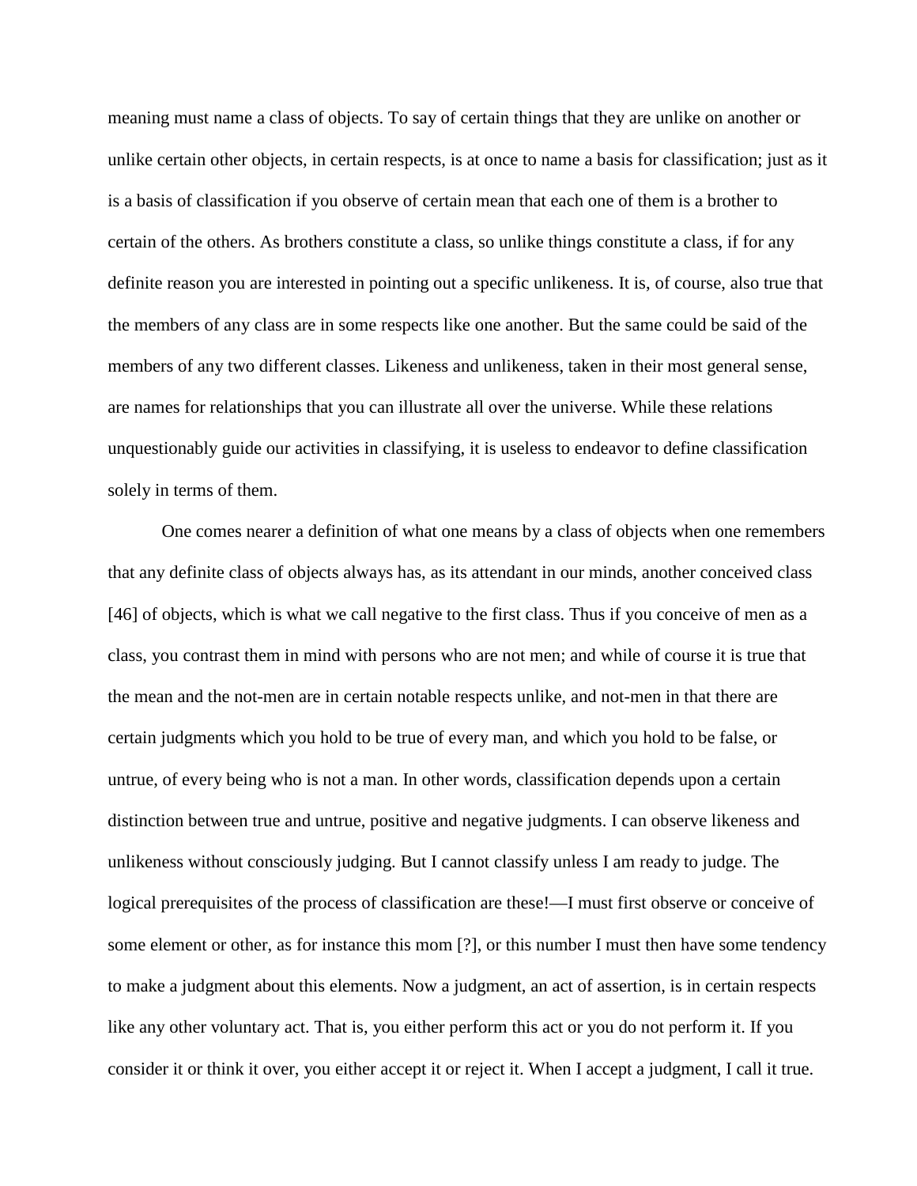meaning must name a class of objects. To say of certain things that they are unlike on another or unlike certain other objects, in certain respects, is at once to name a basis for classification; just as it is a basis of classification if you observe of certain mean that each one of them is a brother to certain of the others. As brothers constitute a class, so unlike things constitute a class, if for any definite reason you are interested in pointing out a specific unlikeness. It is, of course, also true that the members of any class are in some respects like one another. But the same could be said of the members of any two different classes. Likeness and unlikeness, taken in their most general sense, are names for relationships that you can illustrate all over the universe. While these relations unquestionably guide our activities in classifying, it is useless to endeavor to define classification solely in terms of them.

One comes nearer a definition of what one means by a class of objects when one remembers that any definite class of objects always has, as its attendant in our minds, another conceived class [46] of objects, which is what we call negative to the first class. Thus if you conceive of men as a class, you contrast them in mind with persons who are not men; and while of course it is true that the mean and the not-men are in certain notable respects unlike, and not-men in that there are certain judgments which you hold to be true of every man, and which you hold to be false, or untrue, of every being who is not a man. In other words, classification depends upon a certain distinction between true and untrue, positive and negative judgments. I can observe likeness and unlikeness without consciously judging. But I cannot classify unless I am ready to judge. The logical prerequisites of the process of classification are these!—I must first observe or conceive of some element or other, as for instance this mom [?], or this number I must then have some tendency to make a judgment about this elements. Now a judgment, an act of assertion, is in certain respects like any other voluntary act. That is, you either perform this act or you do not perform it. If you consider it or think it over, you either accept it or reject it. When I accept a judgment, I call it true.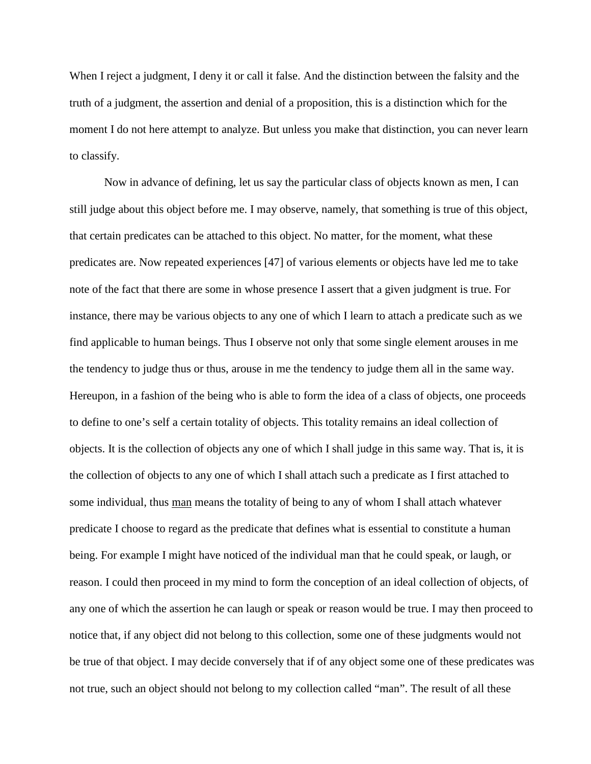When I reject a judgment, I deny it or call it false. And the distinction between the falsity and the truth of a judgment, the assertion and denial of a proposition, this is a distinction which for the moment I do not here attempt to analyze. But unless you make that distinction, you can never learn to classify.

Now in advance of defining, let us say the particular class of objects known as men, I can still judge about this object before me. I may observe, namely, that something is true of this object, that certain predicates can be attached to this object. No matter, for the moment, what these predicates are. Now repeated experiences [47] of various elements or objects have led me to take note of the fact that there are some in whose presence I assert that a given judgment is true. For instance, there may be various objects to any one of which I learn to attach a predicate such as we find applicable to human beings. Thus I observe not only that some single element arouses in me the tendency to judge thus or thus, arouse in me the tendency to judge them all in the same way. Hereupon, in a fashion of the being who is able to form the idea of a class of objects, one proceeds to define to one's self a certain totality of objects. This totality remains an ideal collection of objects. It is the collection of objects any one of which I shall judge in this same way. That is, it is the collection of objects to any one of which I shall attach such a predicate as I first attached to some individual, thus <u>man</u> means the totality of being to any of whom I shall attach whatever predicate I choose to regard as the predicate that defines what is essential to constitute a human being. For example I might have noticed of the individual man that he could speak, or laugh, or reason. I could then proceed in my mind to form the conception of an ideal collection of objects, of any one of which the assertion he can laugh or speak or reason would be true. I may then proceed to notice that, if any object did not belong to this collection, some one of these judgments would not be true of that object. I may decide conversely that if of any object some one of these predicates was not true, such an object should not belong to my collection called "man". The result of all these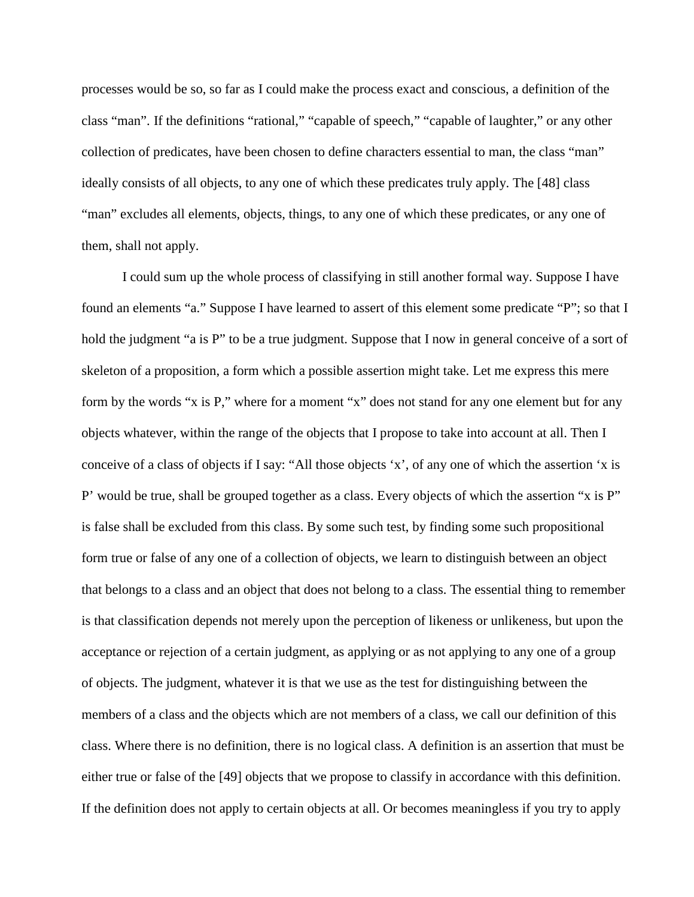processes would be so, so far as I could make the process exact and conscious, a definition of the class "man". If the definitions "rational," "capable of speech," "capable of laughter," or any other collection of predicates, have been chosen to define characters essential to man, the class "man" ideally consists of all objects, to any one of which these predicates truly apply. The [48] class "man" excludes all elements, objects, things, to any one of which these predicates, or any one of them, shall not apply.

I could sum up the whole process of classifying in still another formal way. Suppose I have found an elements "a." Suppose I have learned to assert of this element some predicate "P"; so that I hold the judgment "a is P" to be a true judgment. Suppose that I now in general conceive of a sort of skeleton of a proposition, a form which a possible assertion might take. Let me express this mere form by the words "x is P," where for a moment "x" does not stand for any one element but for any objects whatever, within the range of the objects that I propose to take into account at all. Then I conceive of a class of objects if I say: "All those objects 'x', of any one of which the assertion 'x is P' would be true, shall be grouped together as a class. Every objects of which the assertion "x is P" is false shall be excluded from this class. By some such test, by finding some such propositional form true or false of any one of a collection of objects, we learn to distinguish between an object that belongs to a class and an object that does not belong to a class. The essential thing to remember is that classification depends not merely upon the perception of likeness or unlikeness, but upon the acceptance or rejection of a certain judgment, as applying or as not applying to any one of a group of objects. The judgment, whatever it is that we use as the test for distinguishing between the members of a class and the objects which are not members of a class, we call our definition of this class. Where there is no definition, there is no logical class. A definition is an assertion that must be either true or false of the [49] objects that we propose to classify in accordance with this definition. If the definition does not apply to certain objects at all. Or becomes meaningless if you try to apply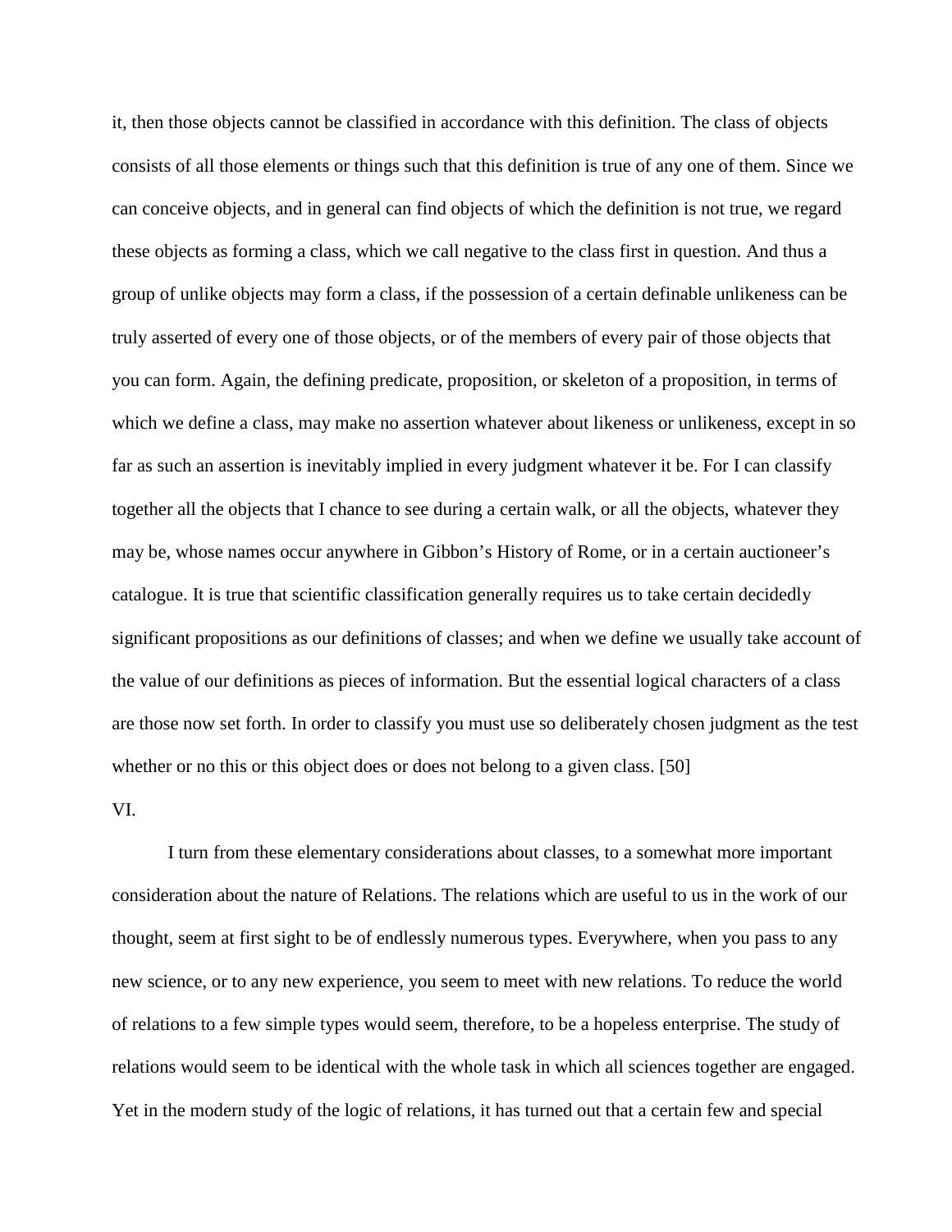it, then those objects cannot be classified in accordance with this definition. The class of objects consists of all those elements or things such that this definition is true of any one of them. Since we can conceive objects, and in general can find objects of which the definition is not true, we regard these objects as forming a class, which we call negative to the class first in question. And thus a group of unlike objects may form a class, if the possession of a certain definable unlikeness can be truly asserted of every one of those objects, or of the members of every pair of those objects that you can form. Again, the defining predicate, proposition, or skeleton of a proposition, in terms of which we define a class, may make no assertion whatever about likeness or unlikeness, except in so far as such an assertion is inevitably implied in every judgment whatever it be. For I can classify together all the objects that I chance to see during a certain walk, or all the objects, whatever they may be, whose names occur anywhere in Gibbon's History of Rome, or in a certain auctioneer's catalogue. It is true that scientific classification generally requires us to take certain decidedly significant propositions as our definitions of classes; and when we define we usually take account of the value of our definitions as pieces of information. But the essential logical characters of a class are those now set forth. In order to classify you must use so deliberately chosen judgment as the test whether or no this or this object does or does not belong to a given class. [50]

VI.

I turn from these elementary considerations about classes, to a somewhat more important consideration about the nature of Relations. The relations which are useful to us in the work of our thought, seem at first sight to be of endlessly numerous types. Everywhere, when you pass to any new science, or to any new experience, you seem to meet with new relations. To reduce the world of relations to a few simple types would seem, therefore, to be a hopeless enterprise. The study of relations would seem to be identical with the whole task in which all sciences together are engaged. Yet in the modern study of the logic of relations, it has turned out that a certain few and special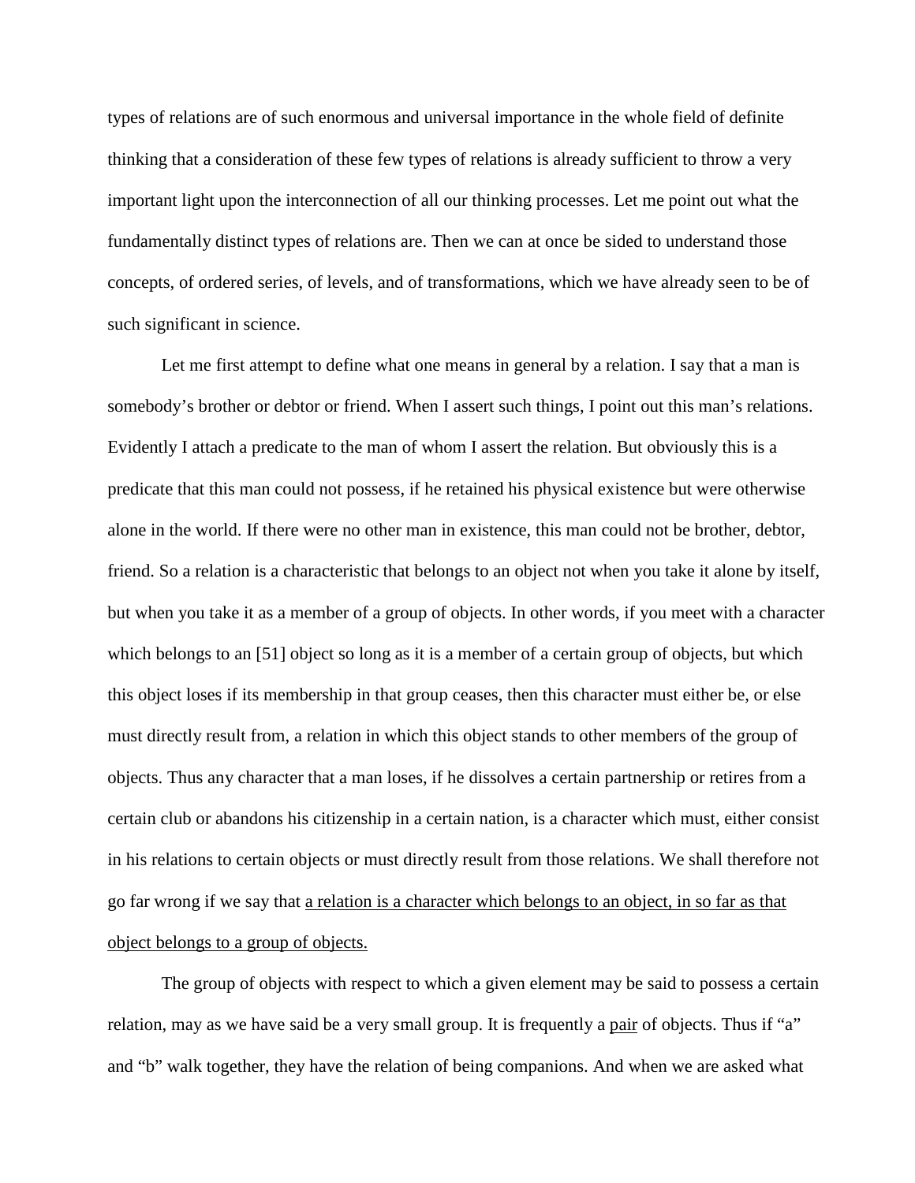types of relations are of such enormous and universal importance in the whole field of definite thinking that a consideration of these few types of relations is already sufficient to throw a very important light upon the interconnection of all our thinking processes. Let me point out what the fundamentally distinct types of relations are. Then we can at once be sided to understand those concepts, of ordered series, of levels, and of transformations, which we have already seen to be of such significant in science.

Let me first attempt to define what one means in general by a relation. I say that a man is somebody's brother or debtor or friend. When I assert such things, I point out this man's relations. Evidently I attach a predicate to the man of whom I assert the relation. But obviously this is a predicate that this man could not possess, if he retained his physical existence but were otherwise alone in the world. If there were no other man in existence, this man could not be brother, debtor, friend. So a relation is a characteristic that belongs to an object not when you take it alone by itself, but when you take it as a member of a group of objects. In other words, if you meet with a character which belongs to an [51] object so long as it is a member of a certain group of objects, but which this object loses if its membership in that group ceases, then this character must either be, or else must directly result from, a relation in which this object stands to other members of the group of objects. Thus any character that a man loses, if he dissolves a certain partnership or retires from a certain club or abandons his citizenship in a certain nation, is a character which must, either consist in his relations to certain objects or must directly result from those relations. We shall therefore not go far wrong if we say that <u>a relation is a character which belongs to an object, in so far as that object belongs to a group of objects.</u>

The group of objects with respect to which a given element may be said to possess a certain relation, may as we have said be a very small group. It is frequently a <u>pair</u> of objects. Thus if "a" and "b" walk together, they have the relation of being companions. And when we are asked what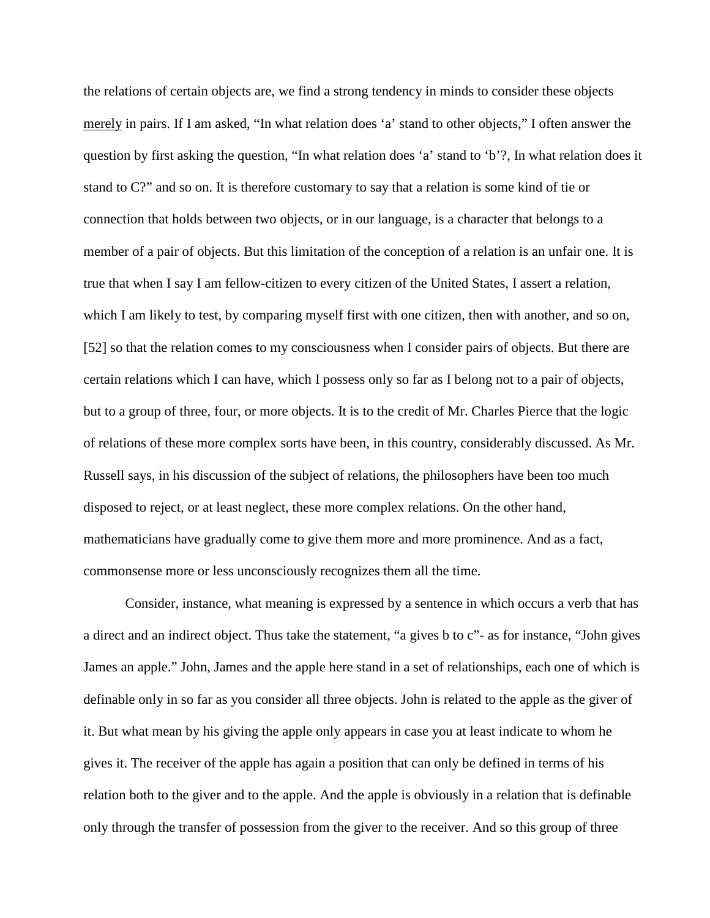the relations of certain objects are, we find a strong tendency in minds to consider these objects <u>merely</u> in pairs. If I am asked, "In what relation does 'a' stand to other objects," I often answer the question by first asking the question, "In what relation does 'a' stand to 'b'?, In what relation does it stand to C?" and so on. It is therefore customary to say that a relation is some kind of tie or connection that holds between two objects, or in our language, is a character that belongs to a member of a pair of objects. But this limitation of the conception of a relation is an unfair one. It is true that when I say I am fellow-citizen to every citizen of the United States, I assert a relation, which I am likely to test, by comparing myself first with one citizen, then with another, and so on, [52] so that the relation comes to my consciousness when I consider pairs of objects. But there are certain relations which I can have, which I possess only so far as I belong not to a pair of objects, but to a group of three, four, or more objects. It is to the credit of Mr. Charles Pierce that the logic of relations of these more complex sorts have been, in this country, considerably discussed. As Mr. Russell says, in his discussion of the subject of relations, the philosophers have been too much disposed to reject, or at least neglect, these more complex relations. On the other hand, mathematicians have gradually come to give them more and more prominence. And as a fact, commonsense more or less unconsciously recognizes them all the time.

Consider, instance, what meaning is expressed by a sentence in which occurs a verb that has a direct and an indirect object. Thus take the statement, "a gives b to c"- as for instance, "John gives James an apple." John, James and the apple here stand in a set of relationships, each one of which is definable only in so far as you consider all three objects. John is related to the apple as the giver of it. But what mean by his giving the apple only appears in case you at least indicate to whom he gives it. The receiver of the apple has again a position that can only be defined in terms of his relation both to the giver and to the apple. And the apple is obviously in a relation that is definable only through the transfer of possession from the giver to the receiver. And so this group of three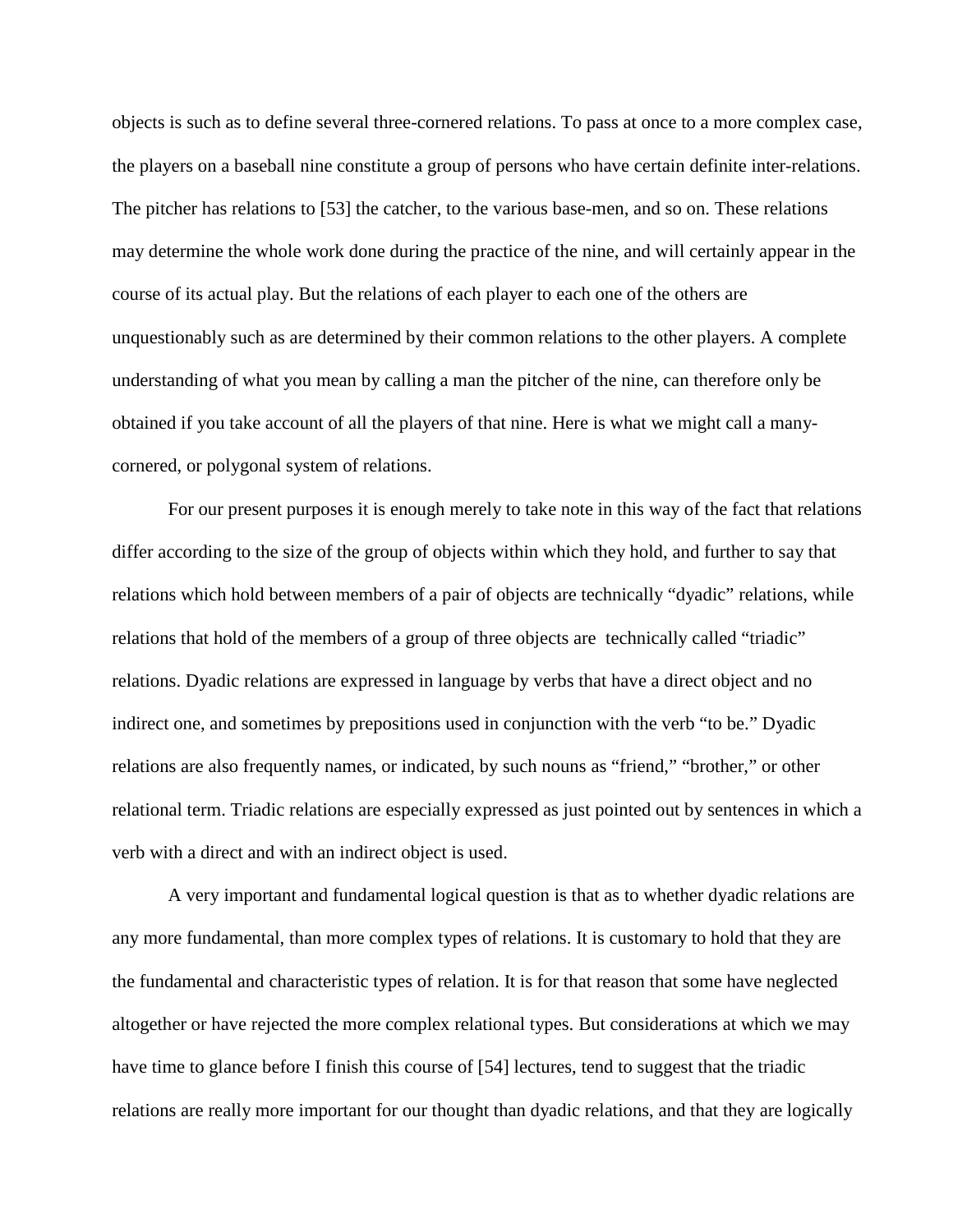objects is such as to define several three-cornered relations. To pass at once to a more complex case, the players on a baseball nine constitute a group of persons who have certain definite inter-relations. The pitcher has relations to [53] the catcher, to the various base-men, and so on. These relations may determine the whole work done during the practice of the nine, and will certainly appear in the course of its actual play. But the relations of each player to each one of the others are unquestionably such as are determined by their common relations to the other players. A complete understanding of what you mean by calling a man the pitcher of the nine, can therefore only be obtained if you take account of all the players of that nine. Here is what we might call a many-cornered, or polygonal system of relations.

For our present purposes it is enough merely to take note in this way of the fact that relations differ according to the size of the group of objects within which they hold, and further to say that relations which hold between members of a pair of objects are technically "dyadic" relations, while relations that hold of the members of a group of three objects are technically called "triadic" relations. Dyadic relations are expressed in language by verbs that have a direct object and no indirect one, and sometimes by prepositions used in conjunction with the verb "to be." Dyadic relations are also frequently names, or indicated, by such nouns as "friend," "brother," or other relational term. Triadic relations are especially expressed as just pointed out by sentences in which a verb with a direct and with an indirect object is used.

A very important and fundamental logical question is that as to whether dyadic relations are any more fundamental, than more complex types of relations. It is customary to hold that they are the fundamental and characteristic types of relation. It is for that reason that some have neglected altogether or have rejected the more complex relational types. But considerations at which we may have time to glance before I finish this course of [54] lectures, tend to suggest that the triadic relations are really more important for our thought than dyadic relations, and that they are logically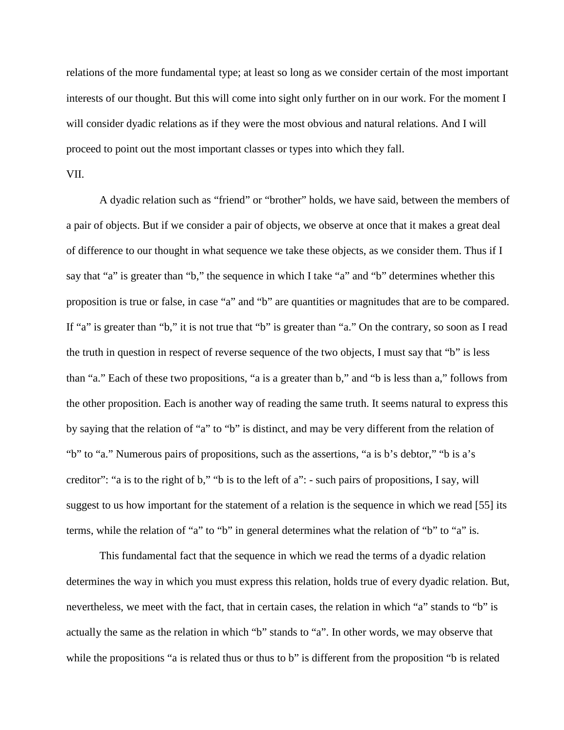relations of the more fundamental type; at least so long as we consider certain of the most important interests of our thought. But this will come into sight only further on in our work. For the moment I will consider dyadic relations as if they were the most obvious and natural relations. And I will proceed to point out the most important classes or types into which they fall.

VII.

A dyadic relation such as "friend" or "brother" holds, we have said, between the members of a pair of objects. But if we consider a pair of objects, we observe at once that it makes a great deal of difference to our thought in what sequence we take these objects, as we consider them. Thus if I say that "a" is greater than "b," the sequence in which I take "a" and "b" determines whether this proposition is true or false, in case "a" and "b" are quantities or magnitudes that are to be compared. If "a" is greater than "b," it is not true that "b" is greater than "a." On the contrary, so soon as I read the truth in question in respect of reverse sequence of the two objects, I must say that "b" is less than "a." Each of these two propositions, "a is a greater than b," and "b is less than a," follows from the other proposition. Each is another way of reading the same truth. It seems natural to express this by saying that the relation of "a" to "b" is distinct, and may be very different from the relation of "b" to "a." Numerous pairs of propositions, such as the assertions, "a is b's debtor," "b is a's creditor": "a is to the right of b," "b is to the left of a": - such pairs of propositions, I say, will suggest to us how important for the statement of a relation is the sequence in which we read [55] its terms, while the relation of "a" to "b" in general determines what the relation of "b" to "a" is.

This fundamental fact that the sequence in which we read the terms of a dyadic relation determines the way in which you must express this relation, holds true of every dyadic relation. But, nevertheless, we meet with the fact, that in certain cases, the relation in which "a" stands to "b" is actually the same as the relation in which "b" stands to "a". In other words, we may observe that while the propositions "a is related thus or thus to b" is different from the proposition "b is related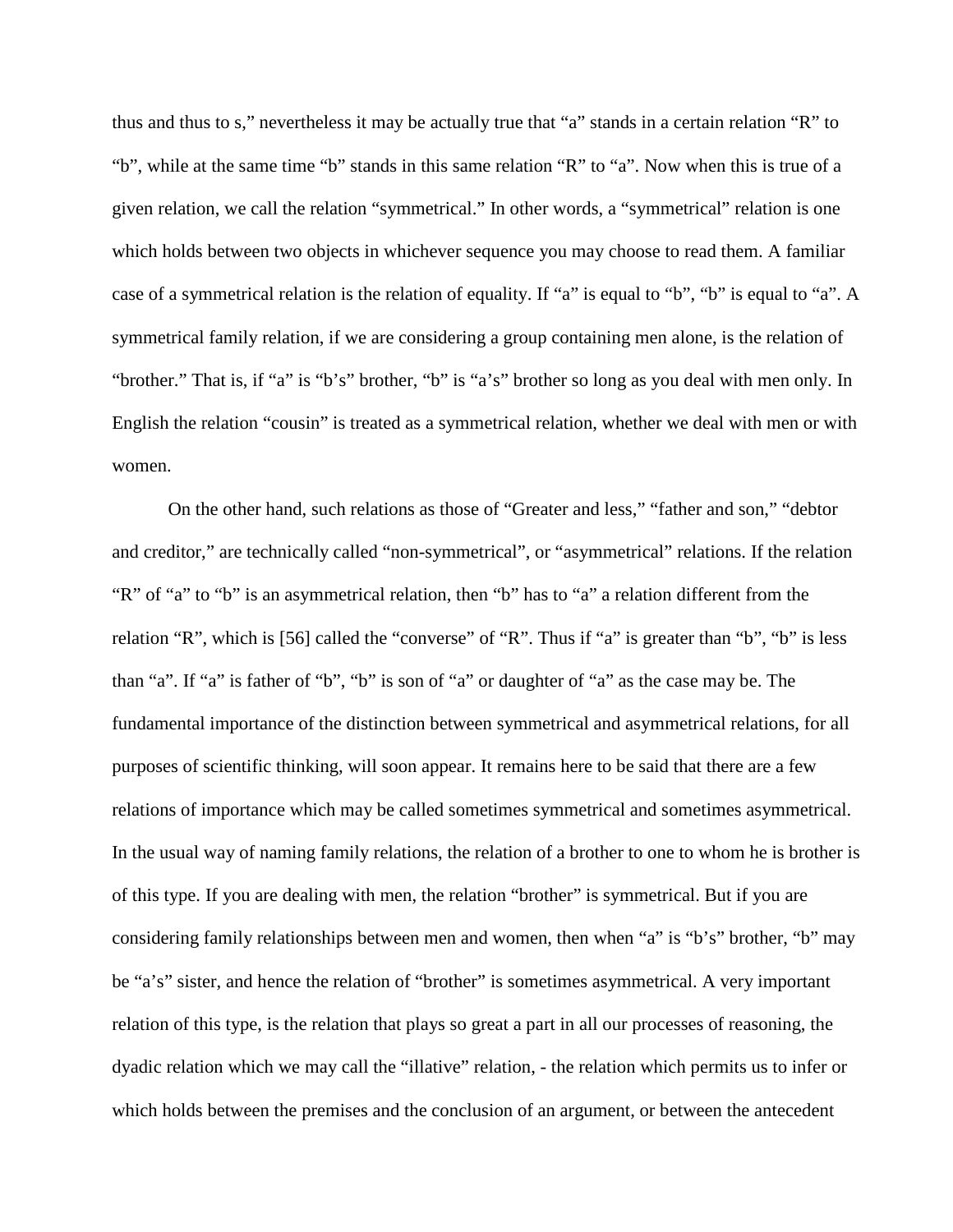thus and thus to s," nevertheless it may be actually true that "a" stands in a certain relation "R" to "b", while at the same time "b" stands in this same relation "R" to "a". Now when this is true of a given relation, we call the relation "symmetrical." In other words, a "symmetrical" relation is one which holds between two objects in whichever sequence you may choose to read them. A familiar case of a symmetrical relation is the relation of equality. If "a" is equal to "b", "b" is equal to "a". A symmetrical family relation, if we are considering a group containing men alone, is the relation of "brother." That is, if "a" is "b's" brother, "b" is "a's" brother so long as you deal with men only. In English the relation "cousin" is treated as a symmetrical relation, whether we deal with men or with women.

On the other hand, such relations as those of "Greater and less," "father and son," "debtor and creditor," are technically called "non-symmetrical", or "asymmetrical" relations. If the relation "R" of "a" to "b" is an asymmetrical relation, then "b" has to "a" a relation different from the relation "R", which is [56] called the "converse" of "R". Thus if "a" is greater than "b", "b" is less than "a". If "a" is father of "b", "b" is son of "a" or daughter of "a" as the case may be. The fundamental importance of the distinction between symmetrical and asymmetrical relations, for all purposes of scientific thinking, will soon appear. It remains here to be said that there are a few relations of importance which may be called sometimes symmetrical and sometimes asymmetrical. In the usual way of naming family relations, the relation of a brother to one to whom he is brother is of this type. If you are dealing with men, the relation "brother" is symmetrical. But if you are considering family relationships between men and women, then when "a" is "b's" brother, "b" may be "a's" sister, and hence the relation of "brother" is sometimes asymmetrical. A very important relation of this type, is the relation that plays so great a part in all our processes of reasoning, the dyadic relation which we may call the "illative" relation, - the relation which permits us to infer or which holds between the premises and the conclusion of an argument, or between the antecedent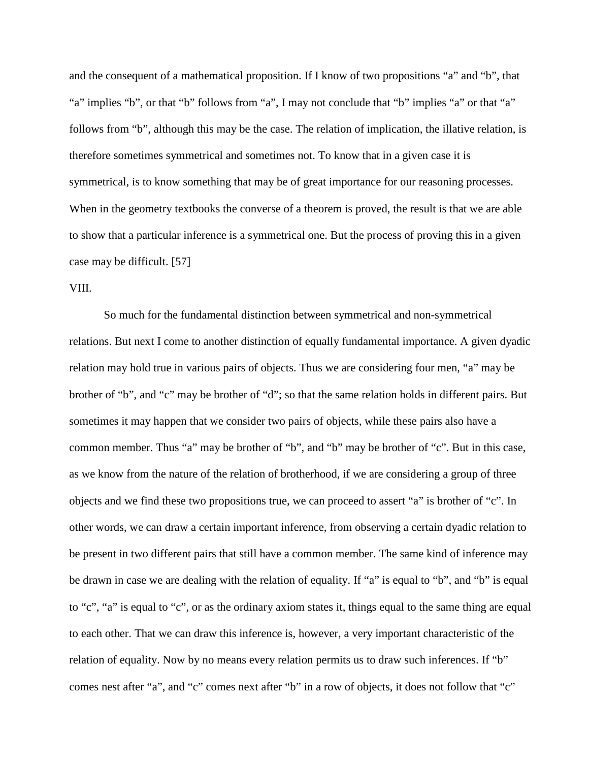and the consequent of a mathematical proposition. If I know of two propositions "a" and "b", that "a" implies "b", or that "b" follows from "a", I may not conclude that "b" implies "a" or that "a" follows from "b", although this may be the case. The relation of implication, the illative relation, is therefore sometimes symmetrical and sometimes not. To know that in a given case it is symmetrical, is to know something that may be of great importance for our reasoning processes. When in the geometry textbooks the converse of a theorem is proved, the result is that we are able to show that a particular inference is a symmetrical one. But the process of proving this in a given case may be difficult. [57]

VIII.

So much for the fundamental distinction between symmetrical and non-symmetrical relations. But next I come to another distinction of equally fundamental importance. A given dyadic relation may hold true in various pairs of objects. Thus we are considering four men, "a" may be brother of "b", and "c" may be brother of "d"; so that the same relation holds in different pairs. But sometimes it may happen that we consider two pairs of objects, while these pairs also have a common member. Thus "a" may be brother of "b", and "b" may be brother of "c". But in this case, as we know from the nature of the relation of brotherhood, if we are considering a group of three objects and we find these two propositions true, we can proceed to assert "a" is brother of "c". In other words, we can draw a certain important inference, from observing a certain dyadic relation to be present in two different pairs that still have a common member. The same kind of inference may be drawn in case we are dealing with the relation of equality. If "a" is equal to "b", and "b" is equal to "c", "a" is equal to "c", or as the ordinary axiom states it, things equal to the same thing are equal to each other. That we can draw this inference is, however, a very important characteristic of the relation of equality. Now by no means every relation permits us to draw such inferences. If "b" comes nest after "a", and "c" comes next after "b" in a row of objects, it does not follow that "c"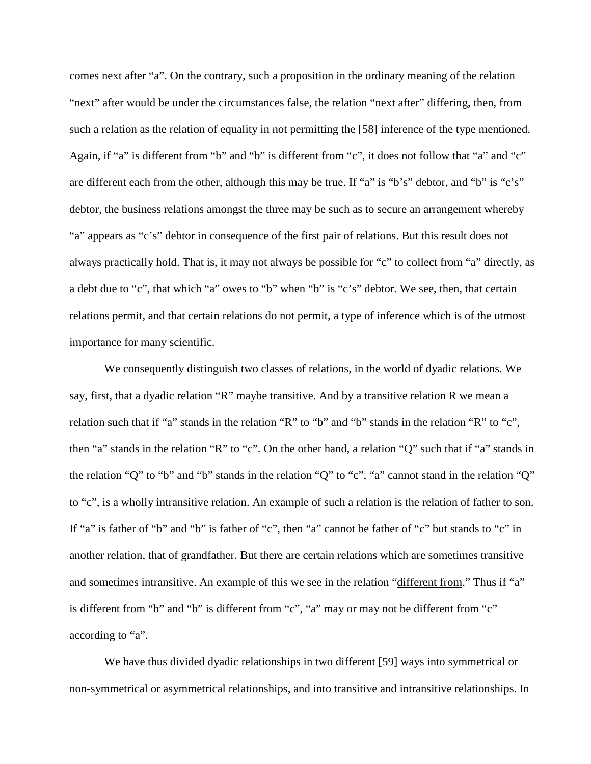comes next after "a". On the contrary, such a proposition in the ordinary meaning of the relation "next" after would be under the circumstances false, the relation "next after" differing, then, from such a relation as the relation of equality in not permitting the [58] inference of the type mentioned. Again, if "a" is different from "b" and "b" is different from "c", it does not follow that "a" and "c" are different each from the other, although this may be true. If "a" is "b's" debtor, and "b" is "c's" debtor, the business relations amongst the three may be such as to secure an arrangement whereby "a" appears as "c's" debtor in consequence of the first pair of relations. But this result does not always practically hold. That is, it may not always be possible for "c" to collect from "a" directly, as a debt due to "c", that which "a" owes to "b" when "b" is "c's" debtor. We see, then, that certain relations permit, and that certain relations do not permit, a type of inference which is of the utmost importance for many scientific.

We consequently distinguish <u>two classes of relations</u>, in the world of dyadic relations. We say, first, that a dyadic relation "R" maybe transitive. And by a transitive relation R we mean a relation such that if "a" stands in the relation "R" to "b" and "b" stands in the relation "R" to "c", then "a" stands in the relation "R" to "c". On the other hand, a relation "Q" such that if "a" stands in the relation "Q" to "b" and "b" stands in the relation "Q" to "c", "a" cannot stand in the relation "Q" to "c", is a wholly intransitive relation. An example of such a relation is the relation of father to son. If "a" is father of "b" and "b" is father of "c", then "a" cannot be father of "c" but stands to "c" in another relation, that of grandfather. But there are certain relations which are sometimes transitive and sometimes intransitive. An example of this we see in the relation "<u>different from</u>." Thus if "a" is different from "b" and "b" is different from "c", "a" may or may not be different from "c" according to "a".

We have thus divided dyadic relationships in two different [59] ways into symmetrical or non-symmetrical or asymmetrical relationships, and into transitive and intransitive relationships. In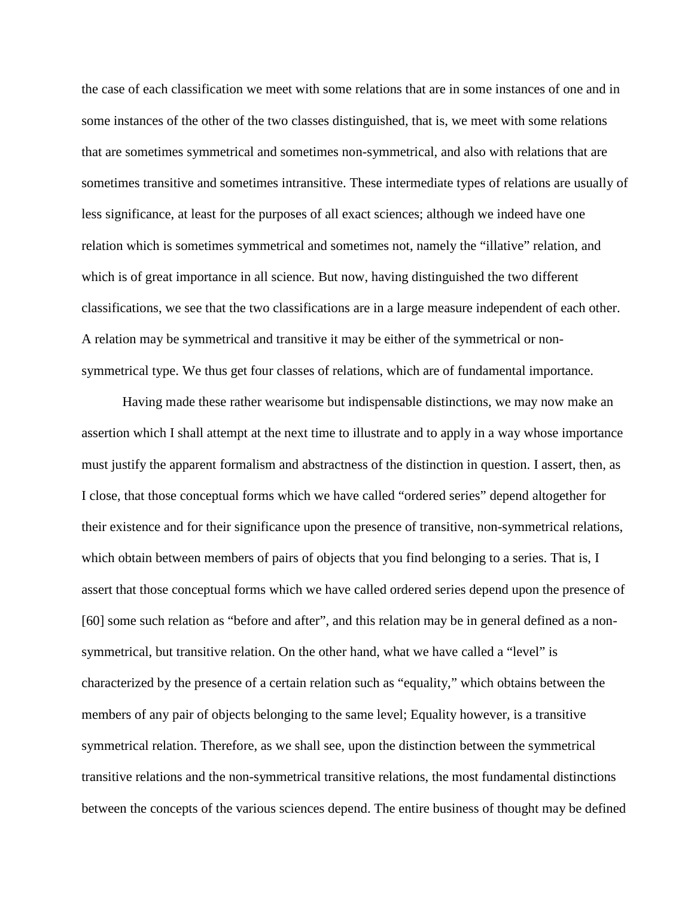the case of each classification we meet with some relations that are in some instances of one and in some instances of the other of the two classes distinguished, that is, we meet with some relations that are sometimes symmetrical and sometimes non-symmetrical, and also with relations that are sometimes transitive and sometimes intransitive. These intermediate types of relations are usually of less significance, at least for the purposes of all exact sciences; although we indeed have one relation which is sometimes symmetrical and sometimes not, namely the "illative" relation, and which is of great importance in all science. But now, having distinguished the two different classifications, we see that the two classifications are in a large measure independent of each other. A relation may be symmetrical and transitive it may be either of the symmetrical or non-symmetrical type. We thus get four classes of relations, which are of fundamental importance.

Having made these rather wearisome but indispensable distinctions, we may now make an assertion which I shall attempt at the next time to illustrate and to apply in a way whose importance must justify the apparent formalism and abstractness of the distinction in question. I assert, then, as I close, that those conceptual forms which we have called "ordered series" depend altogether for their existence and for their significance upon the presence of transitive, non-symmetrical relations, which obtain between members of pairs of objects that you find belonging to a series. That is, I assert that those conceptual forms which we have called ordered series depend upon the presence of [60] some such relation as "before and after", and this relation may be in general defined as a non-symmetrical, but transitive relation. On the other hand, what we have called a "level" is characterized by the presence of a certain relation such as "equality," which obtains between the members of any pair of objects belonging to the same level; Equality however, is a transitive symmetrical relation. Therefore, as we shall see, upon the distinction between the symmetrical transitive relations and the non-symmetrical transitive relations, the most fundamental distinctions between the concepts of the various sciences depend. The entire business of thought may be defined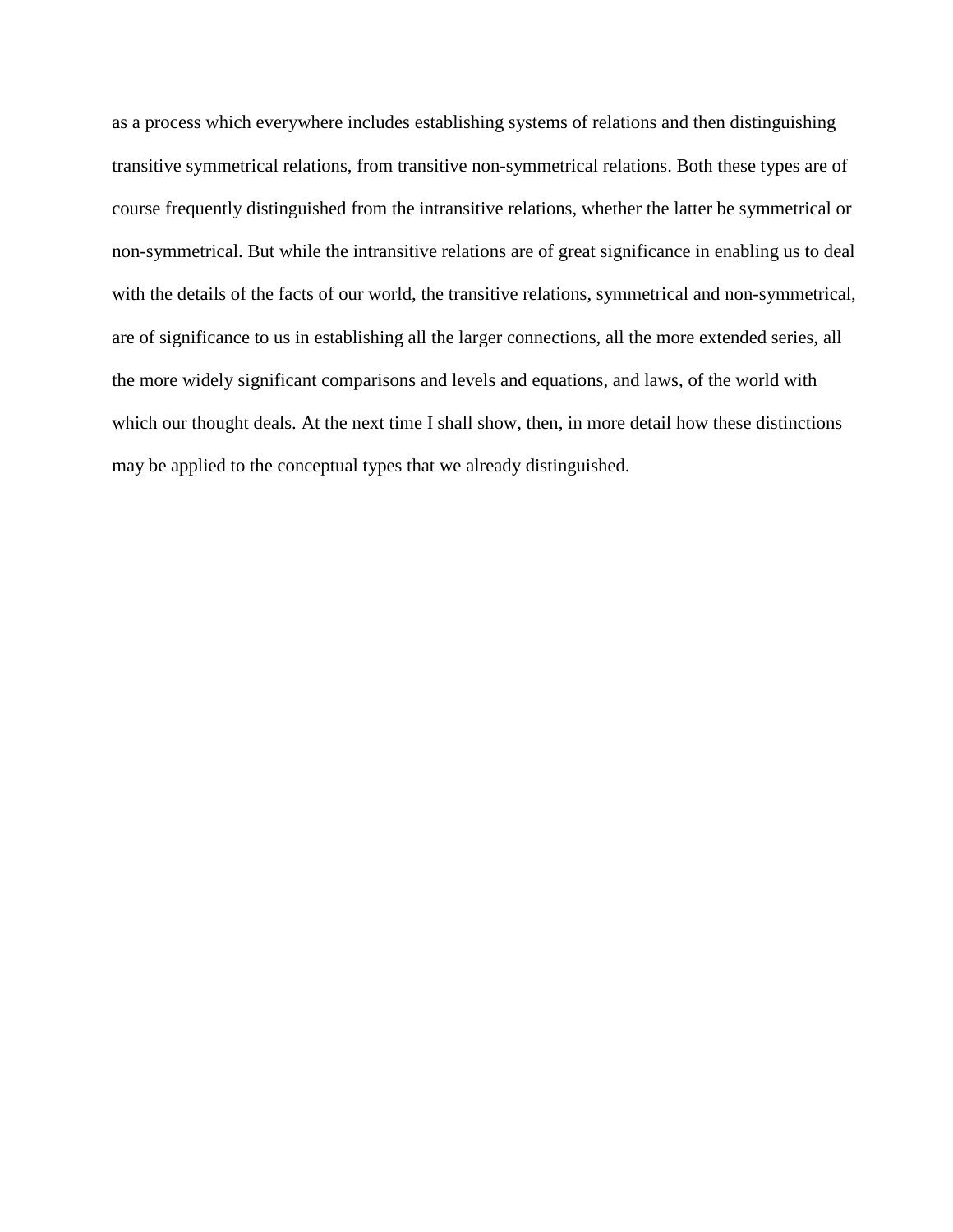as a process which everywhere includes establishing systems of relations and then distinguishing transitive symmetrical relations, from transitive non-symmetrical relations. Both these types are of course frequently distinguished from the intransitive relations, whether the latter be symmetrical or non-symmetrical. But while the intransitive relations are of great significance in enabling us to deal with the details of the facts of our world, the transitive relations, symmetrical and non-symmetrical, are of significance to us in establishing all the larger connections, all the more extended series, all the more widely significant comparisons and levels and equations, and laws, of the world with which our thought deals. At the next time I shall show, then, in more detail how these distinctions may be applied to the conceptual types that we already distinguished.